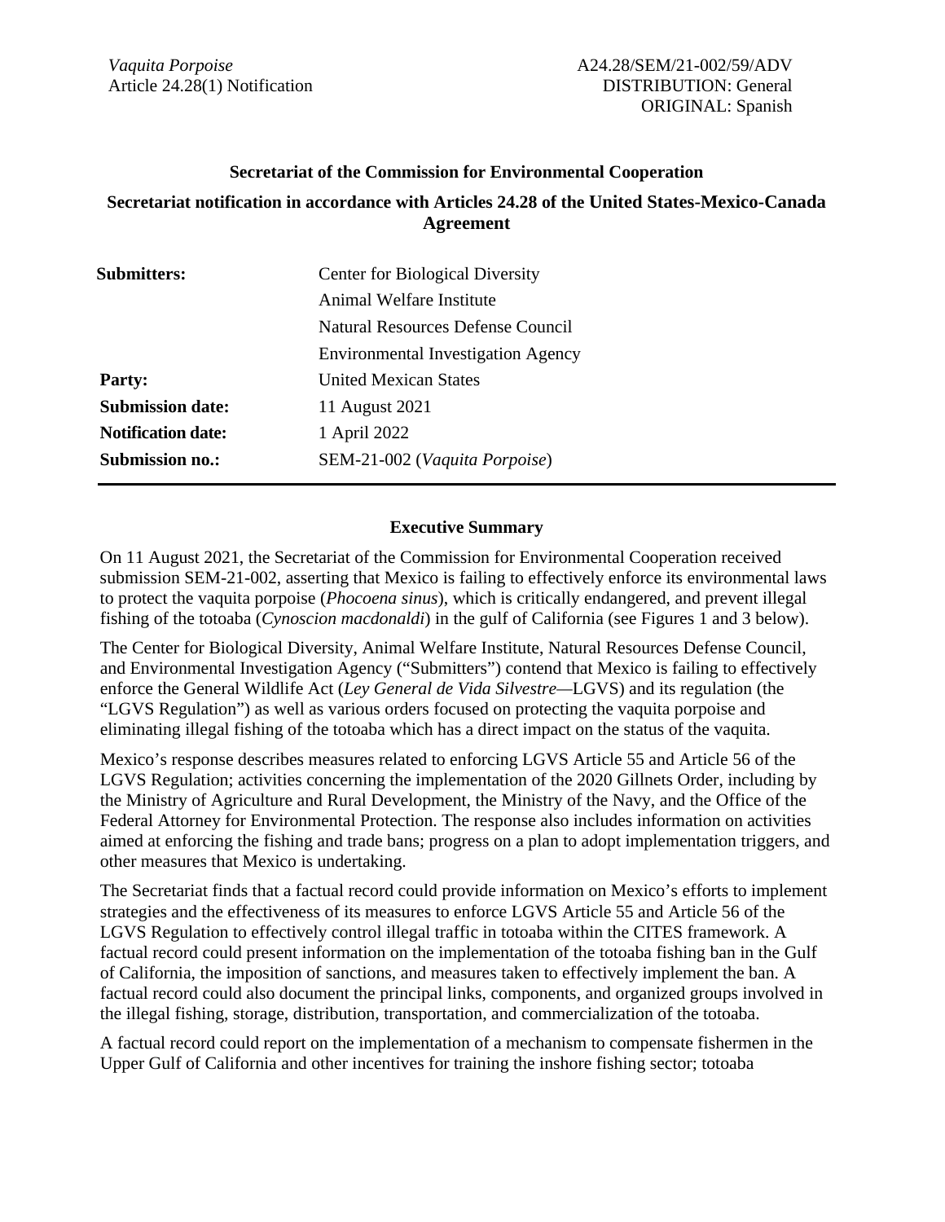*Vaquita Porpoise*
Article 24.28(1) Notification

A24.28/SEM/21-002/59/ADV
DISTRIBUTION: General
ORIGINAL: Spanish

**Secretariat of the Commission for Environmental Cooperation**

**Secretariat notification in accordance with Articles 24.28 of the United States-Mexico-Canada Agreement**

| | |
|---|---|
| **Submitters:** | Center for Biological Diversity |
| | Animal Welfare Institute |
| | Natural Resources Defense Council |
| | Environmental Investigation Agency |
| **Party:** | United Mexican States |
| **Submission date:** | 11 August 2021 |
| **Notification date:** | 1 April 2022 |
| **Submission no.:** | SEM-21-002 (*Vaquita Porpoise*) |

## Executive Summary

On 11 August 2021, the Secretariat of the Commission for Environmental Cooperation received submission SEM-21-002, asserting that Mexico is failing to effectively enforce its environmental laws to protect the vaquita porpoise (*Phocoena sinus*), which is critically endangered, and prevent illegal fishing of the totoaba (*Cynoscion macdonaldi*) in the gulf of California (see Figures 1 and 3 below).

The Center for Biological Diversity, Animal Welfare Institute, Natural Resources Defense Council, and Environmental Investigation Agency ("Submitters") contend that Mexico is failing to effectively enforce the General Wildlife Act (*Ley General de Vida Silvestre*—LGVS) and its regulation (the "LGVS Regulation") as well as various orders focused on protecting the vaquita porpoise and eliminating illegal fishing of the totoaba which has a direct impact on the status of the vaquita.

Mexico's response describes measures related to enforcing LGVS Article 55 and Article 56 of the LGVS Regulation; activities concerning the implementation of the 2020 Gillnets Order, including by the Ministry of Agriculture and Rural Development, the Ministry of the Navy, and the Office of the Federal Attorney for Environmental Protection. The response also includes information on activities aimed at enforcing the fishing and trade bans; progress on a plan to adopt implementation triggers, and other measures that Mexico is undertaking.

The Secretariat finds that a factual record could provide information on Mexico's efforts to implement strategies and the effectiveness of its measures to enforce LGVS Article 55 and Article 56 of the LGVS Regulation to effectively control illegal traffic in totoaba within the CITES framework. A factual record could present information on the implementation of the totoaba fishing ban in the Gulf of California, the imposition of sanctions, and measures taken to effectively implement the ban. A factual record could also document the principal links, components, and organized groups involved in the illegal fishing, storage, distribution, transportation, and commercialization of the totoaba.

A factual record could report on the implementation of a mechanism to compensate fishermen in the Upper Gulf of California and other incentives for training the inshore fishing sector; totoaba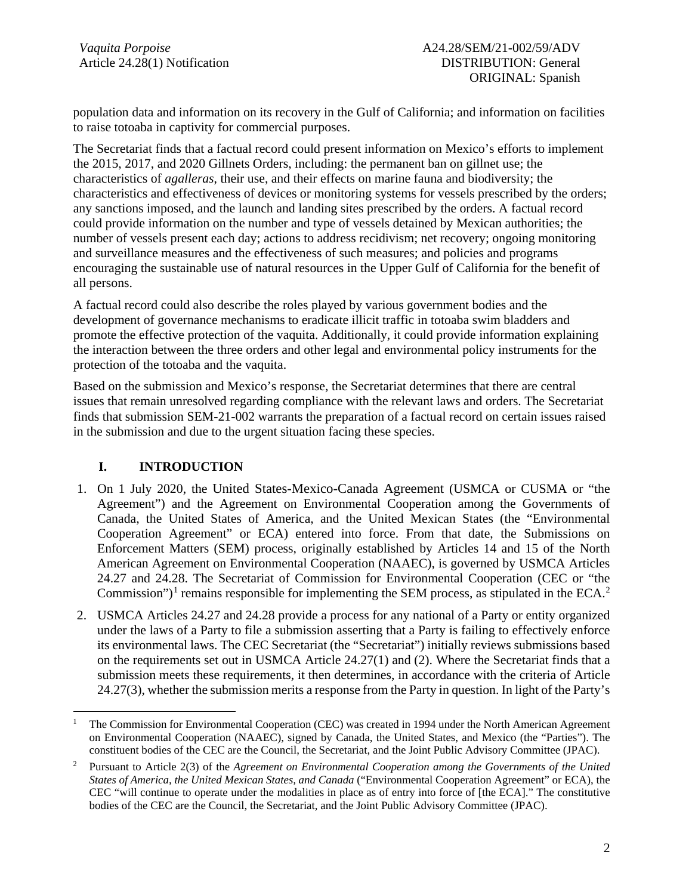population data and information on its recovery in the Gulf of California; and information on facilities to raise totoaba in captivity for commercial purposes.

The Secretariat finds that a factual record could present information on Mexico's efforts to implement the 2015, 2017, and 2020 Gillnets Orders, including: the permanent ban on gillnet use; the characteristics of *agalleras*, their use, and their effects on marine fauna and biodiversity; the characteristics and effectiveness of devices or monitoring systems for vessels prescribed by the orders; any sanctions imposed, and the launch and landing sites prescribed by the orders. A factual record could provide information on the number and type of vessels detained by Mexican authorities; the number of vessels present each day; actions to address recidivism; net recovery; ongoing monitoring and surveillance measures and the effectiveness of such measures; and policies and programs encouraging the sustainable use of natural resources in the Upper Gulf of California for the benefit of all persons.

A factual record could also describe the roles played by various government bodies and the development of governance mechanisms to eradicate illicit traffic in totoaba swim bladders and promote the effective protection of the vaquita. Additionally, it could provide information explaining the interaction between the three orders and other legal and environmental policy instruments for the protection of the totoaba and the vaquita.

Based on the submission and Mexico's response, the Secretariat determines that there are central issues that remain unresolved regarding compliance with the relevant laws and orders. The Secretariat finds that submission SEM-21-002 warrants the preparation of a factual record on certain issues raised in the submission and due to the urgent situation facing these species.

## I. INTRODUCTION

1. On 1 July 2020, the United States-Mexico-Canada Agreement (USMCA or CUSMA or "the Agreement") and the Agreement on Environmental Cooperation among the Governments of Canada, the United States of America, and the United Mexican States (the "Environmental Cooperation Agreement" or ECA) entered into force. From that date, the Submissions on Enforcement Matters (SEM) process, originally established by Articles 14 and 15 of the North American Agreement on Environmental Cooperation (NAAEC), is governed by USMCA Articles 24.27 and 24.28. The Secretariat of Commission for Environmental Cooperation (CEC or "the Commission")[1] remains responsible for implementing the SEM process, as stipulated in the ECA.[2]

2. USMCA Articles 24.27 and 24.28 provide a process for any national of a Party or entity organized under the laws of a Party to file a submission asserting that a Party is failing to effectively enforce its environmental laws. The CEC Secretariat (the "Secretariat") initially reviews submissions based on the requirements set out in USMCA Article 24.27(1) and (2). Where the Secretariat finds that a submission meets these requirements, it then determines, in accordance with the criteria of Article 24.27(3), whether the submission merits a response from the Party in question. In light of the Party's

---

[1] The Commission for Environmental Cooperation (CEC) was created in 1994 under the North American Agreement on Environmental Cooperation (NAAEC), signed by Canada, the United States, and Mexico (the "Parties"). The constituent bodies of the CEC are the Council, the Secretariat, and the Joint Public Advisory Committee (JPAC).

[2] Pursuant to Article 2(3) of the *Agreement on Environmental Cooperation among the Governments of the United States of America, the United Mexican States, and Canada* ("Environmental Cooperation Agreement" or ECA), the CEC "will continue to operate under the modalities in place as of entry into force of [the ECA]." The constitutive bodies of the CEC are the Council, the Secretariat, and the Joint Public Advisory Committee (JPAC).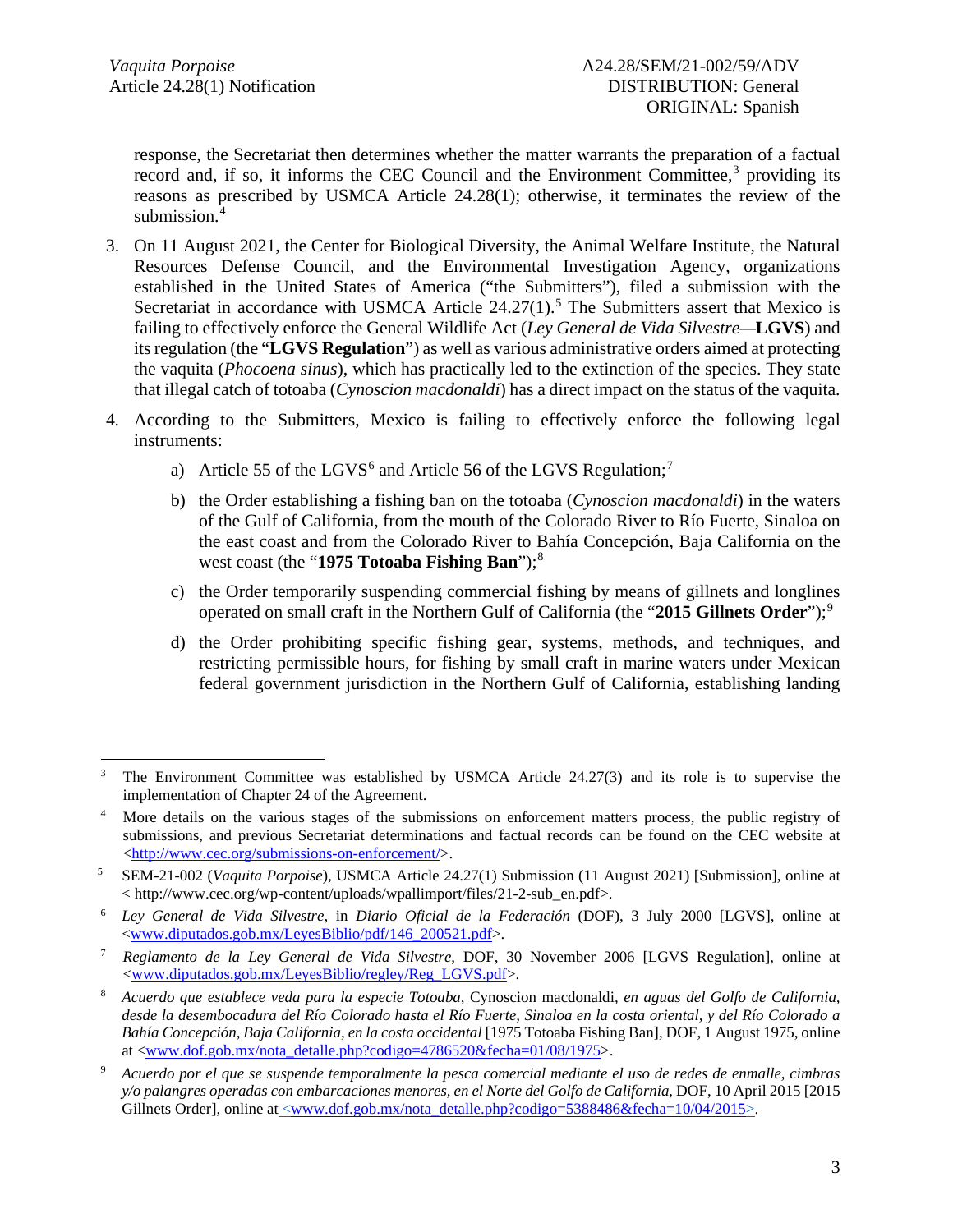response, the Secretariat then determines whether the matter warrants the preparation of a factual record and, if so, it informs the CEC Council and the Environment Committee,[3] providing its reasons as prescribed by USMCA Article 24.28(1); otherwise, it terminates the review of the submission.[4]

3. On 11 August 2021, the Center for Biological Diversity, the Animal Welfare Institute, the Natural Resources Defense Council, and the Environmental Investigation Agency, organizations established in the United States of America ("the Submitters"), filed a submission with the Secretariat in accordance with USMCA Article 24.27(1).[5] The Submitters assert that Mexico is failing to effectively enforce the General Wildlife Act (*Ley General de Vida Silvestre*—**LGVS**) and its regulation (the "**LGVS Regulation**") as well as various administrative orders aimed at protecting the vaquita (*Phocoena sinus*), which has practically led to the extinction of the species. They state that illegal catch of totoaba (*Cynoscion macdonaldi*) has a direct impact on the status of the vaquita.

4. According to the Submitters, Mexico is failing to effectively enforce the following legal instruments:

   a) Article 55 of the LGVS[6] and Article 56 of the LGVS Regulation;[7]

   b) the Order establishing a fishing ban on the totoaba (*Cynoscion macdonaldi*) in the waters of the Gulf of California, from the mouth of the Colorado River to Río Fuerte, Sinaloa on the east coast and from the Colorado River to Bahía Concepción, Baja California on the west coast (the "**1975 Totoaba Fishing Ban**");[8]

   c) the Order temporarily suspending commercial fishing by means of gillnets and longlines operated on small craft in the Northern Gulf of California (the "**2015 Gillnets Order**");[9]

   d) the Order prohibiting specific fishing gear, systems, methods, and techniques, and restricting permissible hours, for fishing by small craft in marine waters under Mexican federal government jurisdiction in the Northern Gulf of California, establishing landing

---

[3] The Environment Committee was established by USMCA Article 24.27(3) and its role is to supervise the implementation of Chapter 24 of the Agreement.

[4] More details on the various stages of the submissions on enforcement matters process, the public registry of submissions, and previous Secretariat determinations and factual records can be found on the CEC website at <http://www.cec.org/submissions-on-enforcement/>.

[5] SEM-21-002 (*Vaquita Porpoise*), USMCA Article 24.27(1) Submission (11 August 2021) [Submission], online at < http://www.cec.org/wp-content/uploads/wpallimport/files/21-2-sub_en.pdf>.

[6] *Ley General de Vida Silvestre,* in *Diario Oficial de la Federación* (DOF), 3 July 2000 [LGVS], online at <www.diputados.gob.mx/LeyesBiblio/pdf/146_200521.pdf>.

[7] *Reglamento de la Ley General de Vida Silvestre*, DOF, 30 November 2006 [LGVS Regulation], online at <www.diputados.gob.mx/LeyesBiblio/regley/Reg_LGVS.pdf>.

[8] *Acuerdo que establece veda para la especie Totoaba,* Cynoscion macdonaldi*, en aguas del Golfo de California, desde la desembocadura del Río Colorado hasta el Río Fuerte, Sinaloa en la costa oriental, y del Río Colorado a Bahía Concepción, Baja California, en la costa occidental* [1975 Totoaba Fishing Ban], DOF, 1 August 1975, online at <www.dof.gob.mx/nota_detalle.php?codigo=4786520&fecha=01/08/1975>.

[9] *Acuerdo por el que se suspende temporalmente la pesca comercial mediante el uso de redes de enmalle, cimbras y/o palangres operadas con embarcaciones menores, en el Norte del Golfo de California*, DOF, 10 April 2015 [2015 Gillnets Order], online at <www.dof.gob.mx/nota_detalle.php?codigo=5388486&fecha=10/04/2015>.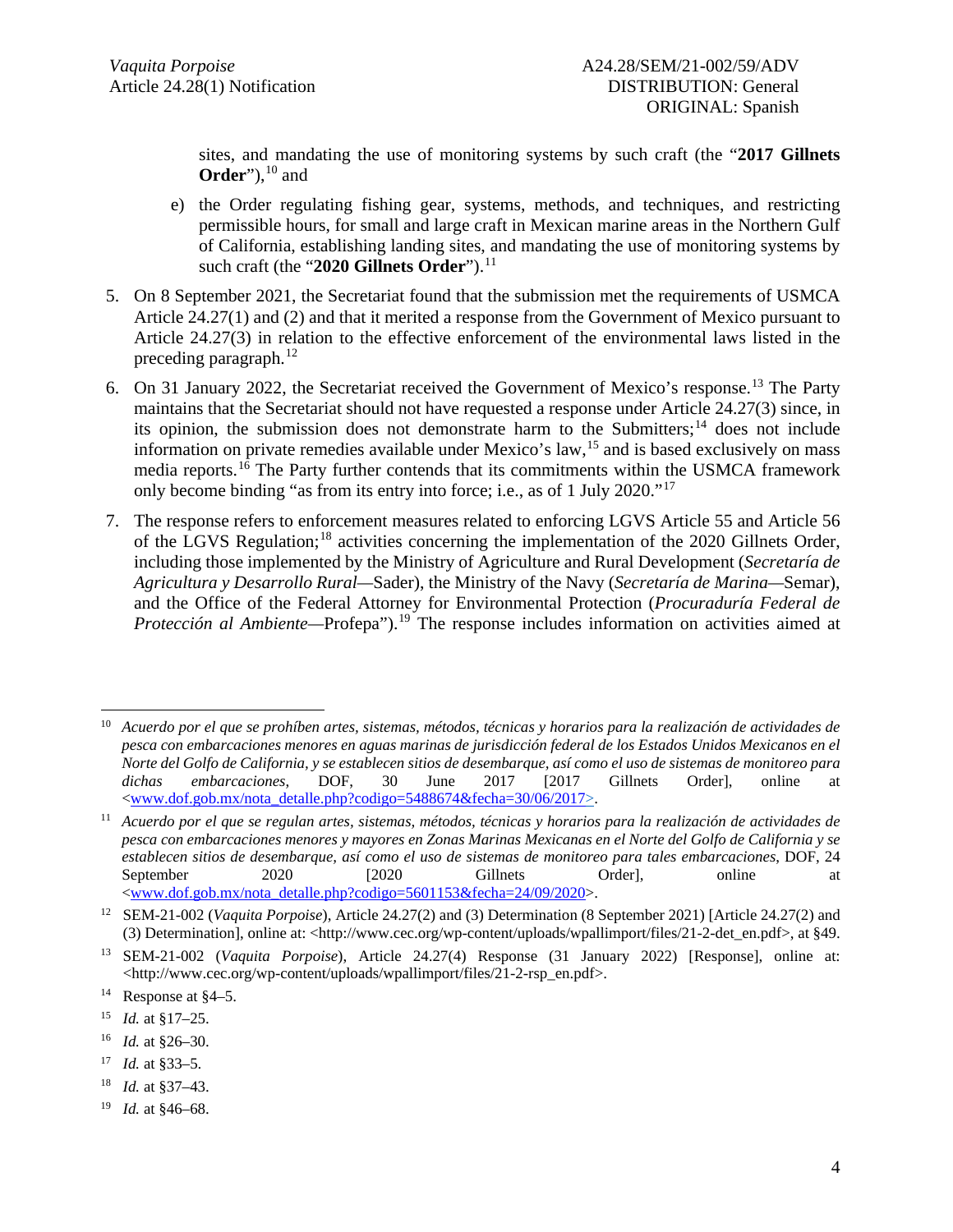sites, and mandating the use of monitoring systems by such craft (the "**2017 Gillnets Order**"),[10] and

e) the Order regulating fishing gear, systems, methods, and techniques, and restricting permissible hours, for small and large craft in Mexican marine areas in the Northern Gulf of California, establishing landing sites, and mandating the use of monitoring systems by such craft (the "**2020 Gillnets Order**").[11]

5. On 8 September 2021, the Secretariat found that the submission met the requirements of USMCA Article 24.27(1) and (2) and that it merited a response from the Government of Mexico pursuant to Article 24.27(3) in relation to the effective enforcement of the environmental laws listed in the preceding paragraph.[12]

6. On 31 January 2022, the Secretariat received the Government of Mexico's response.[13] The Party maintains that the Secretariat should not have requested a response under Article 24.27(3) since, in its opinion, the submission does not demonstrate harm to the Submitters;[14] does not include information on private remedies available under Mexico's law,[15] and is based exclusively on mass media reports.[16] The Party further contends that its commitments within the USMCA framework only become binding "as from its entry into force; i.e., as of 1 July 2020."[17]

7. The response refers to enforcement measures related to enforcing LGVS Article 55 and Article 56 of the LGVS Regulation;[18] activities concerning the implementation of the 2020 Gillnets Order, including those implemented by the Ministry of Agriculture and Rural Development (*Secretaría de Agricultura y Desarrollo Rural*—Sader), the Ministry of the Navy (*Secretaría de Marina*—Semar), and the Office of the Federal Attorney for Environmental Protection (*Procuraduría Federal de Protección al Ambiente*—Profepa").[19] The response includes information on activities aimed at

---

[10] *Acuerdo por el que se prohíben artes, sistemas, métodos, técnicas y horarios para la realización de actividades de pesca con embarcaciones menores en aguas marinas de jurisdicción federal de los Estados Unidos Mexicanos en el Norte del Golfo de California, y se establecen sitios de desembarque, así como el uso de sistemas de monitoreo para dichas embarcaciones*, DOF, 30 June 2017 [2017 Gillnets Order], online at <www.dof.gob.mx/nota_detalle.php?codigo=5488674&fecha=30/06/2017>.

[11] *Acuerdo por el que se regulan artes, sistemas, métodos, técnicas y horarios para la realización de actividades de pesca con embarcaciones menores y mayores en Zonas Marinas Mexicanas en el Norte del Golfo de California y se establecen sitios de desembarque, así como el uso de sistemas de monitoreo para tales embarcaciones*, DOF, 24 September 2020 [2020 Gillnets Order], online at <www.dof.gob.mx/nota_detalle.php?codigo=5601153&fecha=24/09/2020>.

[12] SEM-21-002 (*Vaquita Porpoise*), Article 24.27(2) and (3) Determination (8 September 2021) [Article 24.27(2) and (3) Determination], online at: <http://www.cec.org/wp-content/uploads/wpallimport/files/21-2-det_en.pdf>, at §49.

[13] SEM-21-002 (*Vaquita Porpoise*), Article 24.27(4) Response (31 January 2022) [Response], online at: <http://www.cec.org/wp-content/uploads/wpallimport/files/21-2-rsp_en.pdf>.

[14] Response at §4–5.

[15] *Id.* at §17–25.

[16] *Id.* at §26–30.

[17] *Id.* at §33–5.

[18] *Id.* at §37–43.

[19] *Id.* at §46–68.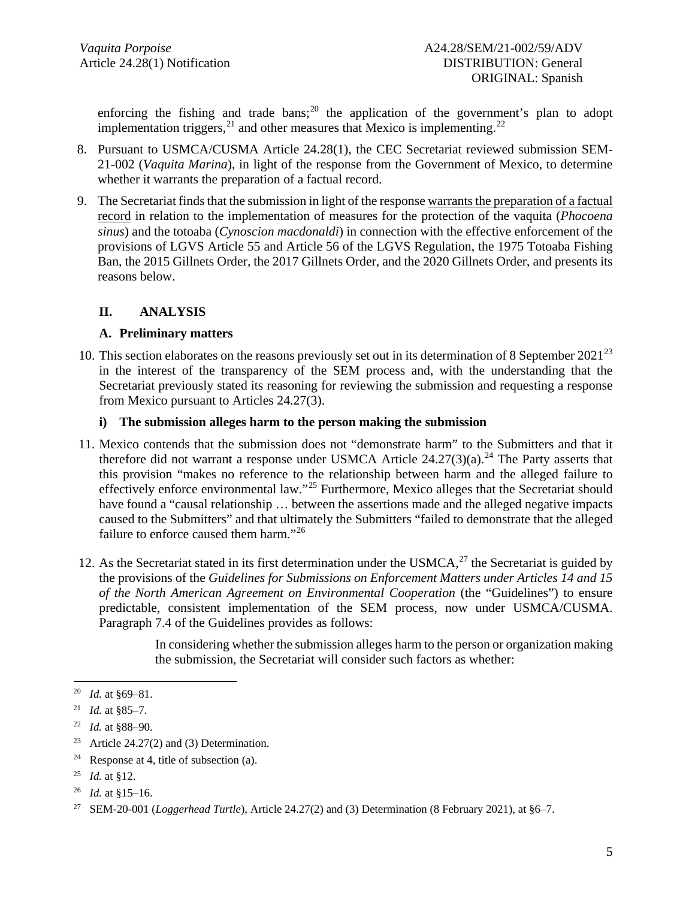enforcing the fishing and trade bans;[20] the application of the government's plan to adopt implementation triggers,[21] and other measures that Mexico is implementing.[22]

8. Pursuant to USMCA/CUSMA Article 24.28(1), the CEC Secretariat reviewed submission SEM-21-002 (*Vaquita Marina*), in light of the response from the Government of Mexico, to determine whether it warrants the preparation of a factual record.

9. The Secretariat finds that the submission in light of the response <u>warrants the preparation of a factual record</u> in relation to the implementation of measures for the protection of the vaquita (*Phocoena sinus*) and the totoaba (*Cynoscion macdonaldi*) in connection with the effective enforcement of the provisions of LGVS Article 55 and Article 56 of the LGVS Regulation, the 1975 Totoaba Fishing Ban, the 2015 Gillnets Order, the 2017 Gillnets Order, and the 2020 Gillnets Order, and presents its reasons below.

## II. ANALYSIS

### A. Preliminary matters

10. This section elaborates on the reasons previously set out in its determination of 8 September 2021[23] in the interest of the transparency of the SEM process and, with the understanding that the Secretariat previously stated its reasoning for reviewing the submission and requesting a response from Mexico pursuant to Articles 24.27(3).

#### i) The submission alleges harm to the person making the submission

11. Mexico contends that the submission does not "demonstrate harm" to the Submitters and that it therefore did not warrant a response under USMCA Article 24.27(3)(a).[24] The Party asserts that this provision "makes no reference to the relationship between harm and the alleged failure to effectively enforce environmental law."[25] Furthermore, Mexico alleges that the Secretariat should have found a "causal relationship … between the assertions made and the alleged negative impacts caused to the Submitters" and that ultimately the Submitters "failed to demonstrate that the alleged failure to enforce caused them harm."[26]

12. As the Secretariat stated in its first determination under the USMCA,[27] the Secretariat is guided by the provisions of the *Guidelines for Submissions on Enforcement Matters under Articles 14 and 15 of the North American Agreement on Environmental Cooperation* (the "Guidelines") to ensure predictable, consistent implementation of the SEM process, now under USMCA/CUSMA. Paragraph 7.4 of the Guidelines provides as follows:

> In considering whether the submission alleges harm to the person or organization making the submission, the Secretariat will consider such factors as whether:

---

[20] *Id.* at §69–81.

[21] *Id.* at §85–7.

[22] *Id.* at §88–90.

[23] Article 24.27(2) and (3) Determination.

[24] Response at 4, title of subsection (a).

[25] *Id.* at §12.

[26] *Id.* at §15–16.

[27] SEM-20-001 (*Loggerhead Turtle*), Article 24.27(2) and (3) Determination (8 February 2021), at §6–7.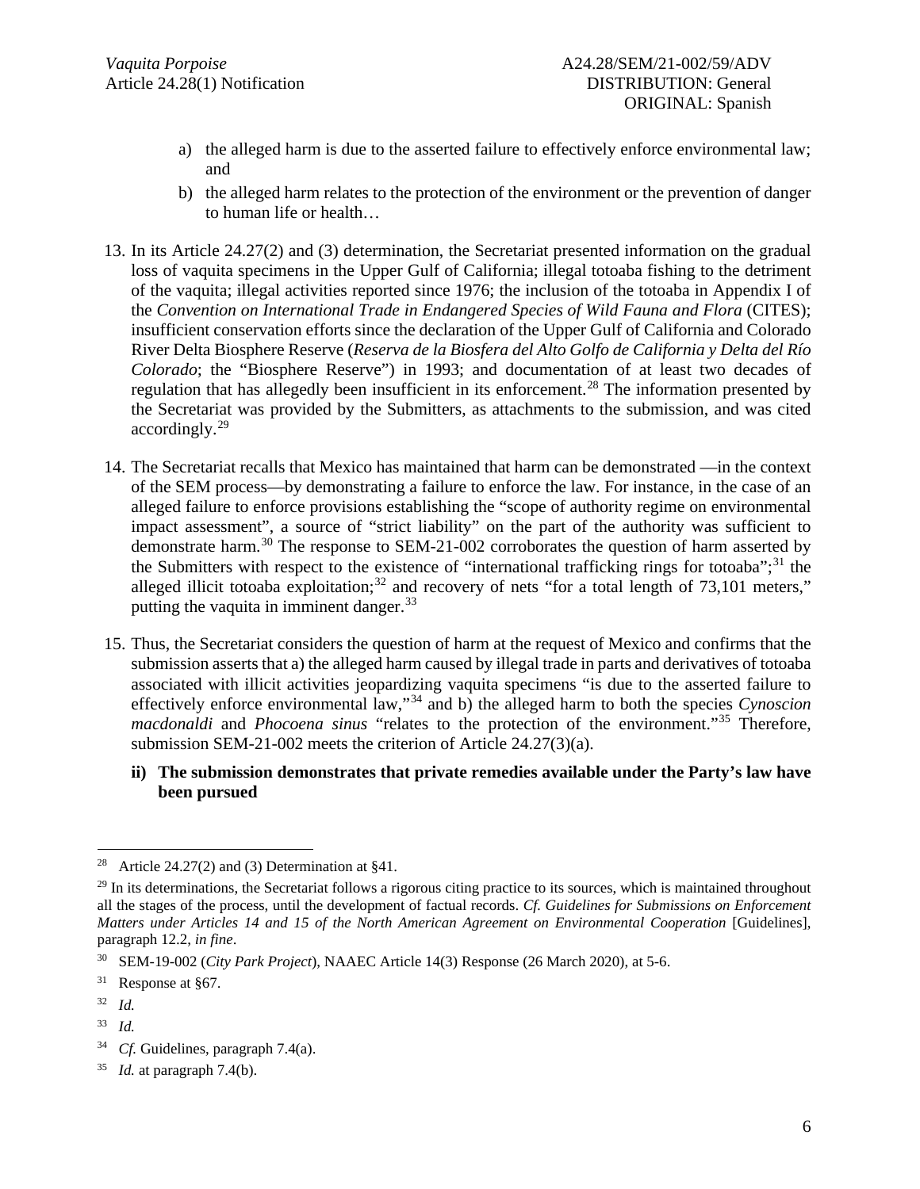a) the alleged harm is due to the asserted failure to effectively enforce environmental law; and

b) the alleged harm relates to the protection of the environment or the prevention of danger to human life or health…

13. In its Article 24.27(2) and (3) determination, the Secretariat presented information on the gradual loss of vaquita specimens in the Upper Gulf of California; illegal totoaba fishing to the detriment of the vaquita; illegal activities reported since 1976; the inclusion of the totoaba in Appendix I of the *Convention on International Trade in Endangered Species of Wild Fauna and Flora* (CITES); insufficient conservation efforts since the declaration of the Upper Gulf of California and Colorado River Delta Biosphere Reserve (*Reserva de la Biosfera del Alto Golfo de California y Delta del Río Colorado*; the "Biosphere Reserve") in 1993; and documentation of at least two decades of regulation that has allegedly been insufficient in its enforcement.[28] The information presented by the Secretariat was provided by the Submitters, as attachments to the submission, and was cited accordingly.[29]

14. The Secretariat recalls that Mexico has maintained that harm can be demonstrated —in the context of the SEM process—by demonstrating a failure to enforce the law. For instance, in the case of an alleged failure to enforce provisions establishing the "scope of authority regime on environmental impact assessment", a source of "strict liability" on the part of the authority was sufficient to demonstrate harm.[30] The response to SEM-21-002 corroborates the question of harm asserted by the Submitters with respect to the existence of "international trafficking rings for totoaba";[31] the alleged illicit totoaba exploitation;[32] and recovery of nets "for a total length of 73,101 meters," putting the vaquita in imminent danger.[33]

15. Thus, the Secretariat considers the question of harm at the request of Mexico and confirms that the submission asserts that a) the alleged harm caused by illegal trade in parts and derivatives of totoaba associated with illicit activities jeopardizing vaquita specimens "is due to the asserted failure to effectively enforce environmental law,"[34] and b) the alleged harm to both the species *Cynoscion macdonaldi* and *Phocoena sinus* "relates to the protection of the environment."[35] Therefore, submission SEM-21-002 meets the criterion of Article 24.27(3)(a).

**ii) The submission demonstrates that private remedies available under the Party's law have been pursued**

---

[28] Article 24.27(2) and (3) Determination at §41.

[29] In its determinations, the Secretariat follows a rigorous citing practice to its sources, which is maintained throughout all the stages of the process, until the development of factual records. *Cf. Guidelines for Submissions on Enforcement Matters under Articles 14 and 15 of the North American Agreement on Environmental Cooperation* [Guidelines], paragraph 12.2, *in fine*.

[30] SEM-19-002 (*City Park Project*), NAAEC Article 14(3) Response (26 March 2020), at 5-6.

[31] Response at §67.

[32] *Id.*

[33] *Id.*

[34] *Cf.* Guidelines, paragraph 7.4(a).

[35] *Id.* at paragraph 7.4(b).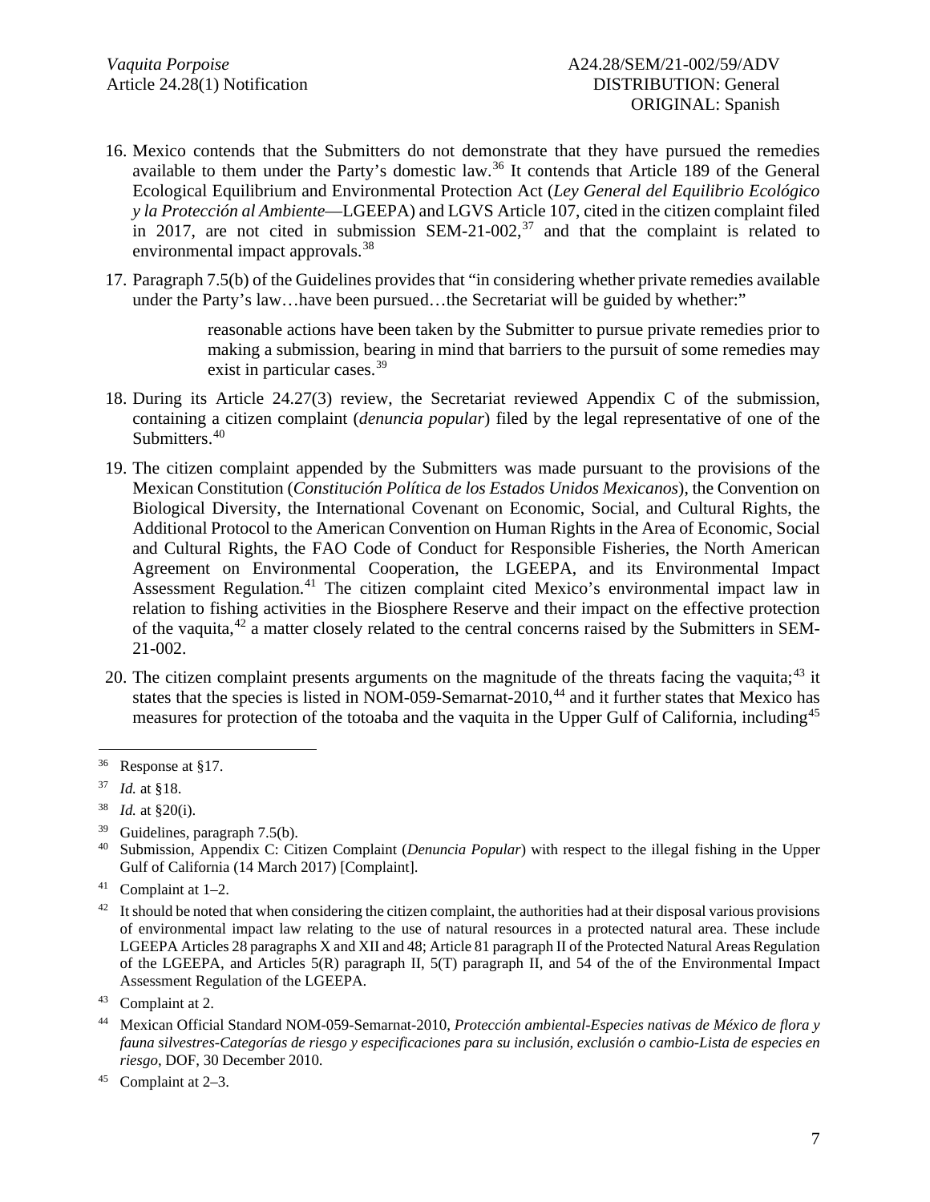16. Mexico contends that the Submitters do not demonstrate that they have pursued the remedies available to them under the Party's domestic law.[36] It contends that Article 189 of the General Ecological Equilibrium and Environmental Protection Act (*Ley General del Equilibrio Ecológico y la Protección al Ambiente*—LGEEPA) and LGVS Article 107, cited in the citizen complaint filed in 2017, are not cited in submission SEM-21-002,[37] and that the complaint is related to environmental impact approvals.[38]

17. Paragraph 7.5(b) of the Guidelines provides that "in considering whether private remedies available under the Party's law…have been pursued…the Secretariat will be guided by whether:"

> reasonable actions have been taken by the Submitter to pursue private remedies prior to making a submission, bearing in mind that barriers to the pursuit of some remedies may exist in particular cases.[39]

18. During its Article 24.27(3) review, the Secretariat reviewed Appendix C of the submission, containing a citizen complaint (*denuncia popular*) filed by the legal representative of one of the Submitters.[40]

19. The citizen complaint appended by the Submitters was made pursuant to the provisions of the Mexican Constitution (*Constitución Política de los Estados Unidos Mexicanos*), the Convention on Biological Diversity, the International Covenant on Economic, Social, and Cultural Rights, the Additional Protocol to the American Convention on Human Rights in the Area of Economic, Social and Cultural Rights, the FAO Code of Conduct for Responsible Fisheries, the North American Agreement on Environmental Cooperation, the LGEEPA, and its Environmental Impact Assessment Regulation.[41] The citizen complaint cited Mexico's environmental impact law in relation to fishing activities in the Biosphere Reserve and their impact on the effective protection of the vaquita,[42] a matter closely related to the central concerns raised by the Submitters in SEM-21-002.

20. The citizen complaint presents arguments on the magnitude of the threats facing the vaquita;[43] it states that the species is listed in NOM-059-Semarnat-2010,[44] and it further states that Mexico has measures for protection of the totoaba and the vaquita in the Upper Gulf of California, including[45]

---

[36] Response at §17.

[37] *Id.* at §18.

[38] *Id.* at §20(i).

[39] Guidelines, paragraph 7.5(b).

[40] Submission, Appendix C: Citizen Complaint (*Denuncia Popular*) with respect to the illegal fishing in the Upper Gulf of California (14 March 2017) [Complaint].

[41] Complaint at 1–2.

[42] It should be noted that when considering the citizen complaint, the authorities had at their disposal various provisions of environmental impact law relating to the use of natural resources in a protected natural area. These include LGEEPA Articles 28 paragraphs X and XII and 48; Article 81 paragraph II of the Protected Natural Areas Regulation of the LGEEPA, and Articles 5(R) paragraph II, 5(T) paragraph II, and 54 of the of the Environmental Impact Assessment Regulation of the LGEEPA.

[43] Complaint at 2.

[44] Mexican Official Standard NOM-059-Semarnat-2010, *Protección ambiental-Especies nativas de México de flora y fauna silvestres-Categorías de riesgo y especificaciones para su inclusión, exclusión o cambio-Lista de especies en riesgo*, DOF, 30 December 2010.

[45] Complaint at 2–3.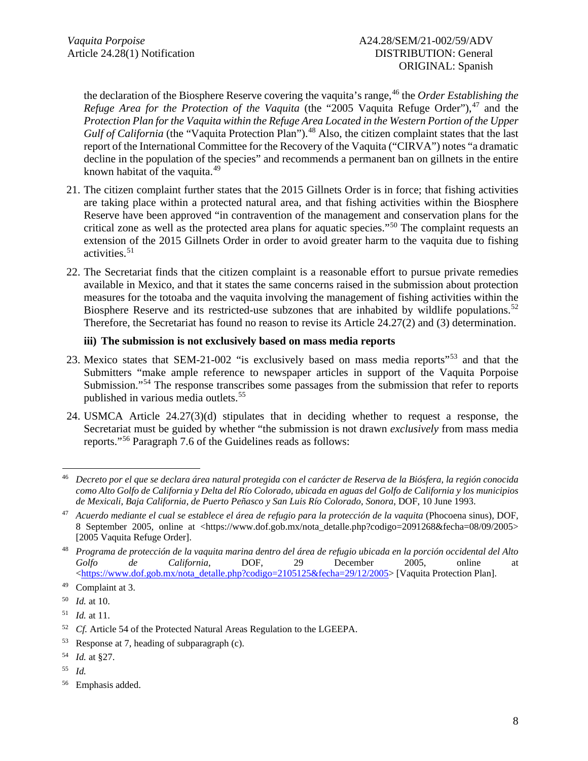the declaration of the Biosphere Reserve covering the vaquita's range,[46] the *Order Establishing the Refuge Area for the Protection of the Vaquita* (the "2005 Vaquita Refuge Order"),[47] and the *Protection Plan for the Vaquita within the Refuge Area Located in the Western Portion of the Upper Gulf of California* (the "Vaquita Protection Plan").[48] Also, the citizen complaint states that the last report of the International Committee for the Recovery of the Vaquita ("CIRVA") notes "a dramatic decline in the population of the species" and recommends a permanent ban on gillnets in the entire known habitat of the vaquita.[49]

21. The citizen complaint further states that the 2015 Gillnets Order is in force; that fishing activities are taking place within a protected natural area, and that fishing activities within the Biosphere Reserve have been approved "in contravention of the management and conservation plans for the critical zone as well as the protected area plans for aquatic species."[50] The complaint requests an extension of the 2015 Gillnets Order in order to avoid greater harm to the vaquita due to fishing activities.[51]

22. The Secretariat finds that the citizen complaint is a reasonable effort to pursue private remedies available in Mexico, and that it states the same concerns raised in the submission about protection measures for the totoaba and the vaquita involving the management of fishing activities within the Biosphere Reserve and its restricted-use subzones that are inhabited by wildlife populations.[52] Therefore, the Secretariat has found no reason to revise its Article 24.27(2) and (3) determination.

#### iii) The submission is not exclusively based on mass media reports

23. Mexico states that SEM-21-002 "is exclusively based on mass media reports"[53] and that the Submitters "make ample reference to newspaper articles in support of the Vaquita Porpoise Submission."[54] The response transcribes some passages from the submission that refer to reports published in various media outlets.[55]

24. USMCA Article 24.27(3)(d) stipulates that in deciding whether to request a response, the Secretariat must be guided by whether "the submission is not drawn *exclusively* from mass media reports."[56] Paragraph 7.6 of the Guidelines reads as follows:

---

[46] *Decreto por el que se declara área natural protegida con el carácter de Reserva de la Biósfera, la región conocida como Alto Golfo de California y Delta del Río Colorado, ubicada en aguas del Golfo de California y los municipios de Mexicali, Baja California, de Puerto Peñasco y San Luis Río Colorado, Sonora*, DOF, 10 June 1993.

[47] *Acuerdo mediante el cual se establece el área de refugio para la protección de la vaquita* (Phocoena sinus), DOF, 8 September 2005, online at <https://www.dof.gob.mx/nota_detalle.php?codigo=2091268&fecha=08/09/2005> [2005 Vaquita Refuge Order].

[48] *Programa de protección de la vaquita marina dentro del área de refugio ubicada en la porción occidental del Alto Golfo de California*, DOF, 29 December 2005, online at <https://www.dof.gob.mx/nota_detalle.php?codigo=2105125&fecha=29/12/2005> [Vaquita Protection Plan].

[49] Complaint at 3.

[50] *Id.* at 10.

[51] *Id.* at 11.

[52] *Cf.* Article 54 of the Protected Natural Areas Regulation to the LGEEPA.

[53] Response at 7, heading of subparagraph (c).

[54] *Id.* at §27.

[55] *Id.*

[56] Emphasis added.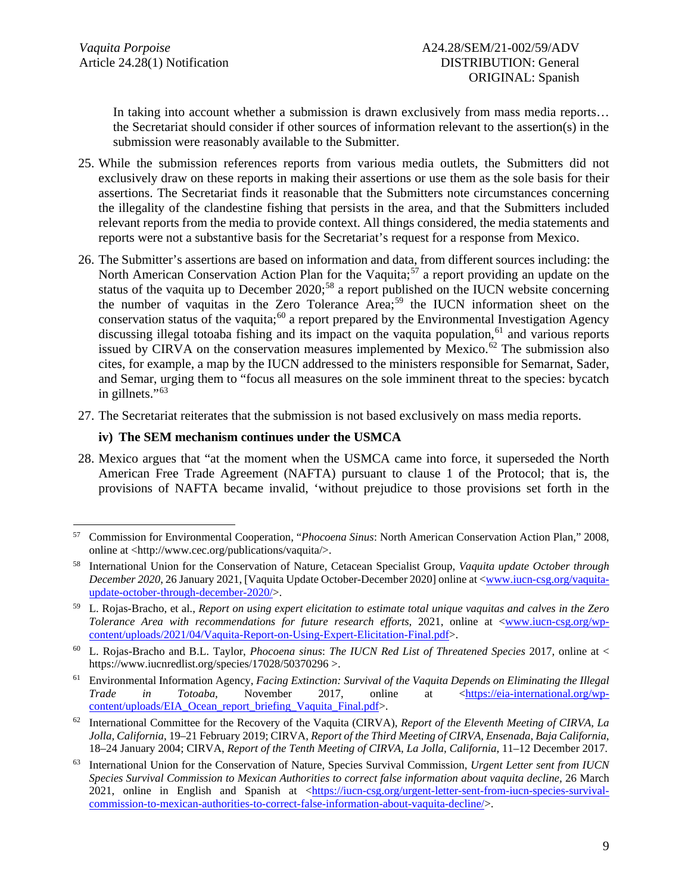> In taking into account whether a submission is drawn exclusively from mass media reports… the Secretariat should consider if other sources of information relevant to the assertion(s) in the submission were reasonably available to the Submitter.

25. While the submission references reports from various media outlets, the Submitters did not exclusively draw on these reports in making their assertions or use them as the sole basis for their assertions. The Secretariat finds it reasonable that the Submitters note circumstances concerning the illegality of the clandestine fishing that persists in the area, and that the Submitters included relevant reports from the media to provide context. All things considered, the media statements and reports were not a substantive basis for the Secretariat's request for a response from Mexico.

26. The Submitter's assertions are based on information and data, from different sources including: the North American Conservation Action Plan for the Vaquita;[57] a report providing an update on the status of the vaquita up to December 2020;[58] a report published on the IUCN website concerning the number of vaquitas in the Zero Tolerance Area;[59] the IUCN information sheet on the conservation status of the vaquita;[60] a report prepared by the Environmental Investigation Agency discussing illegal totoaba fishing and its impact on the vaquita population,[61] and various reports issued by CIRVA on the conservation measures implemented by Mexico.[62] The submission also cites, for example, a map by the IUCN addressed to the ministers responsible for Semarnat, Sader, and Semar, urging them to "focus all measures on the sole imminent threat to the species: bycatch in gillnets."[63]

27. The Secretariat reiterates that the submission is not based exclusively on mass media reports.

**iv) The SEM mechanism continues under the USMCA**

28. Mexico argues that "at the moment when the USMCA came into force, it superseded the North American Free Trade Agreement (NAFTA) pursuant to clause 1 of the Protocol; that is, the provisions of NAFTA became invalid, 'without prejudice to those provisions set forth in the

---

[57] Commission for Environmental Cooperation, "*Phocoena Sinus*: North American Conservation Action Plan," 2008, online at <http://www.cec.org/publications/vaquita/>.

[58] International Union for the Conservation of Nature, Cetacean Specialist Group, *Vaquita update October through December 2020*, 26 January 2021, [Vaquita Update October-December 2020] online at <www.iucn-csg.org/vaquita-update-october-through-december-2020/>.

[59] L. Rojas-Bracho, et al., *Report on using expert elicitation to estimate total unique vaquitas and calves in the Zero Tolerance Area with recommendations for future research efforts*, 2021, online at <www.iucn-csg.org/wp-content/uploads/2021/04/Vaquita-Report-on-Using-Expert-Elicitation-Final.pdf>.

[60] L. Rojas-Bracho and B.L. Taylor, *Phocoena sinus*: *The IUCN Red List of Threatened Species* 2017, online at < https://www.iucnredlist.org/species/17028/50370296 >.

[61] Environmental Information Agency, *Facing Extinction: Survival of the Vaquita Depends on Eliminating the Illegal Trade in Totoaba*, November 2017, online at <https://eia-international.org/wp-content/uploads/EIA_Ocean_report_briefing_Vaquita_Final.pdf>.

[62] International Committee for the Recovery of the Vaquita (CIRVA), *Report of the Eleventh Meeting of CIRVA, La Jolla, California*, 19–21 February 2019; CIRVA, *Report of the Third Meeting of CIRVA, Ensenada, Baja California*, 18–24 January 2004; CIRVA, *Report of the Tenth Meeting of CIRVA, La Jolla, California*, 11–12 December 2017.

[63] International Union for the Conservation of Nature, Species Survival Commission, *Urgent Letter sent from IUCN Species Survival Commission to Mexican Authorities to correct false information about vaquita decline*, 26 March 2021, online in English and Spanish at <https://iucn-csg.org/urgent-letter-sent-from-iucn-species-survival-commission-to-mexican-authorities-to-correct-false-information-about-vaquita-decline/>.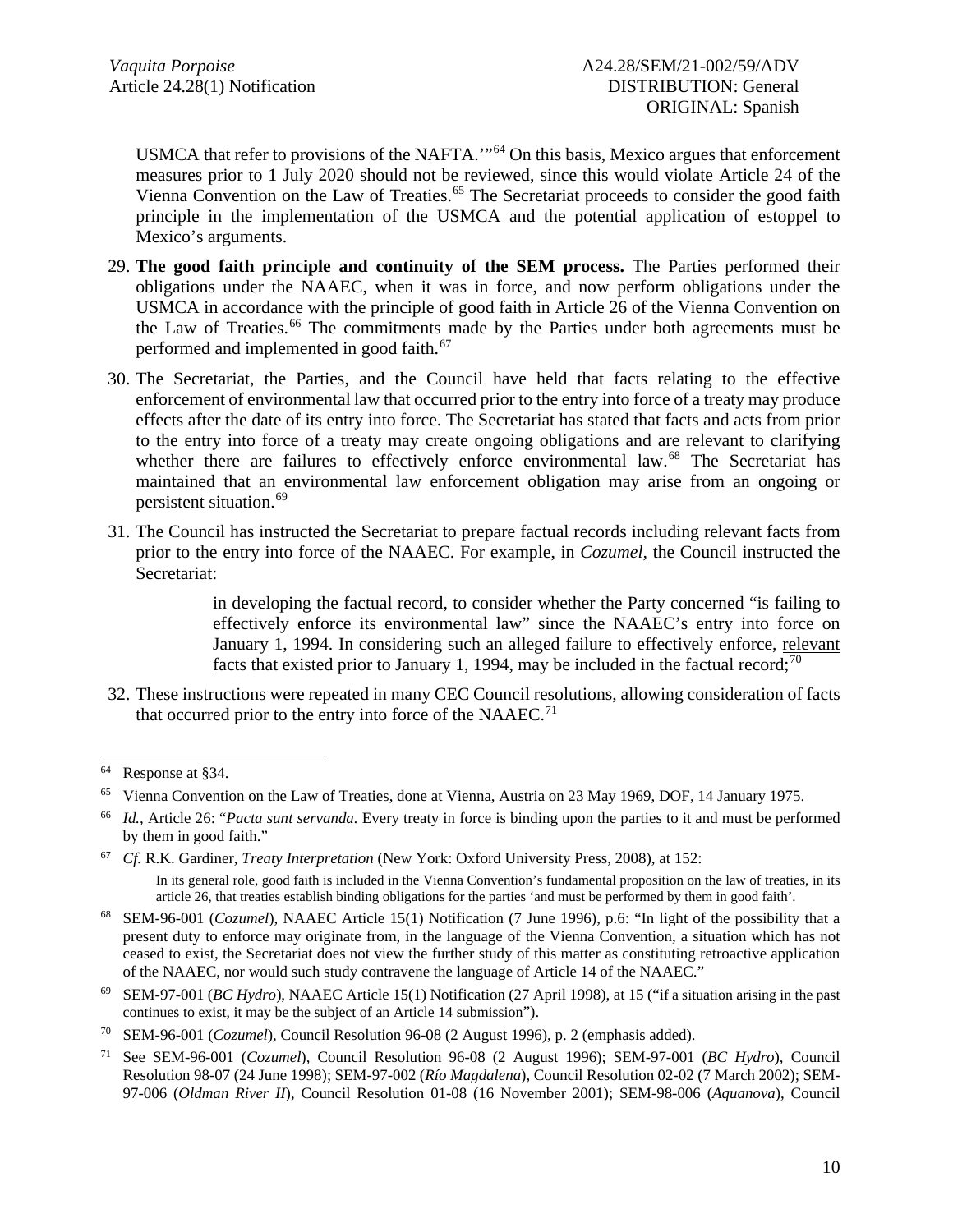USMCA that refer to provisions of the NAFTA.'"[64] On this basis, Mexico argues that enforcement measures prior to 1 July 2020 should not be reviewed, since this would violate Article 24 of the Vienna Convention on the Law of Treaties.[65] The Secretariat proceeds to consider the good faith principle in the implementation of the USMCA and the potential application of estoppel to Mexico's arguments.

29. **The good faith principle and continuity of the SEM process.** The Parties performed their obligations under the NAAEC, when it was in force, and now perform obligations under the USMCA in accordance with the principle of good faith in Article 26 of the Vienna Convention on the Law of Treaties.[66] The commitments made by the Parties under both agreements must be performed and implemented in good faith.[67]

30. The Secretariat, the Parties, and the Council have held that facts relating to the effective enforcement of environmental law that occurred prior to the entry into force of a treaty may produce effects after the date of its entry into force. The Secretariat has stated that facts and acts from prior to the entry into force of a treaty may create ongoing obligations and are relevant to clarifying whether there are failures to effectively enforce environmental law.[68] The Secretariat has maintained that an environmental law enforcement obligation may arise from an ongoing or persistent situation.[69]

31. The Council has instructed the Secretariat to prepare factual records including relevant facts from prior to the entry into force of the NAAEC. For example, in *Cozumel*, the Council instructed the Secretariat:

> in developing the factual record, to consider whether the Party concerned "is failing to effectively enforce its environmental law" since the NAAEC's entry into force on January 1, 1994. In considering such an alleged failure to effectively enforce, <u>relevant facts that existed prior to January 1, 1994</u>, may be included in the factual record;[70]

32. These instructions were repeated in many CEC Council resolutions, allowing consideration of facts that occurred prior to the entry into force of the NAAEC.[71]

---

[64] Response at §34.

[65] Vienna Convention on the Law of Treaties, done at Vienna, Austria on 23 May 1969, DOF, 14 January 1975.

[66] *Id.*, Article 26: "*Pacta sunt servanda*. Every treaty in force is binding upon the parties to it and must be performed by them in good faith."

[67] *Cf.* R.K. Gardiner, *Treaty Interpretation* (New York: Oxford University Press, 2008), at 152:

> In its general role, good faith is included in the Vienna Convention's fundamental proposition on the law of treaties, in its article 26, that treaties establish binding obligations for the parties 'and must be performed by them in good faith'.

[68] SEM-96-001 (*Cozumel*), NAAEC Article 15(1) Notification (7 June 1996), p.6: "In light of the possibility that a present duty to enforce may originate from, in the language of the Vienna Convention, a situation which has not ceased to exist, the Secretariat does not view the further study of this matter as constituting retroactive application of the NAAEC, nor would such study contravene the language of Article 14 of the NAAEC."

[69] SEM-97-001 (*BC Hydro*), NAAEC Article 15(1) Notification (27 April 1998), at 15 ("if a situation arising in the past continues to exist, it may be the subject of an Article 14 submission").

[70] SEM-96-001 (*Cozumel*), Council Resolution 96-08 (2 August 1996), p. 2 (emphasis added).

[71] See SEM-96-001 (*Cozumel*), Council Resolution 96-08 (2 August 1996); SEM-97-001 (*BC Hydro*), Council Resolution 98-07 (24 June 1998); SEM-97-002 (*Río Magdalena*), Council Resolution 02-02 (7 March 2002); SEM-97-006 (*Oldman River II*), Council Resolution 01-08 (16 November 2001); SEM-98-006 (*Aquanova*), Council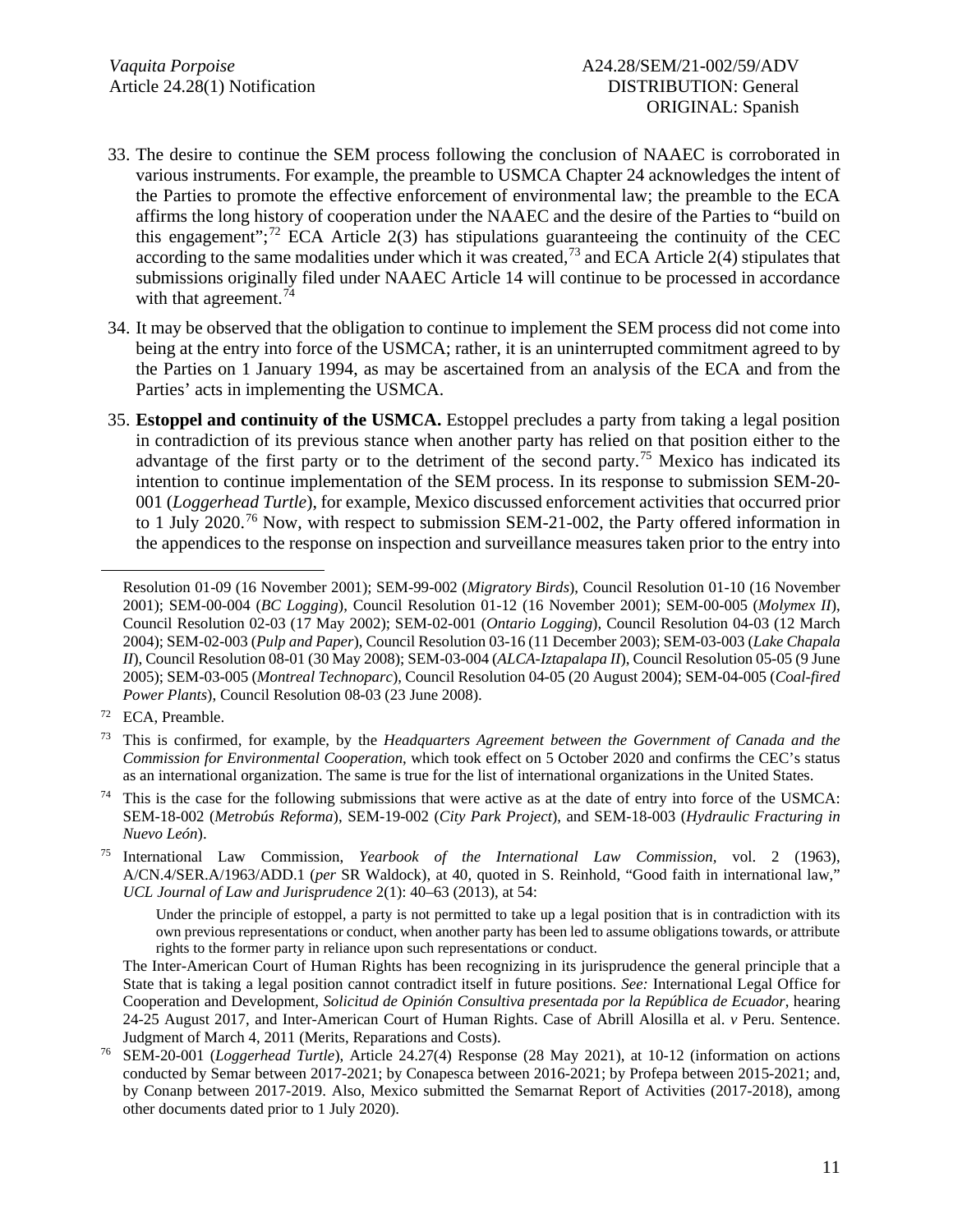33. The desire to continue the SEM process following the conclusion of NAAEC is corroborated in various instruments. For example, the preamble to USMCA Chapter 24 acknowledges the intent of the Parties to promote the effective enforcement of environmental law; the preamble to the ECA affirms the long history of cooperation under the NAAEC and the desire of the Parties to "build on this engagement";[72] ECA Article 2(3) has stipulations guaranteeing the continuity of the CEC according to the same modalities under which it was created,[73] and ECA Article 2(4) stipulates that submissions originally filed under NAAEC Article 14 will continue to be processed in accordance with that agreement.[74]

34. It may be observed that the obligation to continue to implement the SEM process did not come into being at the entry into force of the USMCA; rather, it is an uninterrupted commitment agreed to by the Parties on 1 January 1994, as may be ascertained from an analysis of the ECA and from the Parties' acts in implementing the USMCA.

35. **Estoppel and continuity of the USMCA.** Estoppel precludes a party from taking a legal position in contradiction of its previous stance when another party has relied on that position either to the advantage of the first party or to the detriment of the second party.[75] Mexico has indicated its intention to continue implementation of the SEM process. In its response to submission SEM-20-001 (*Loggerhead Turtle*), for example, Mexico discussed enforcement activities that occurred prior to 1 July 2020.[76] Now, with respect to submission SEM-21-002, the Party offered information in the appendices to the response on inspection and surveillance measures taken prior to the entry into

---

Resolution 01-09 (16 November 2001); SEM-99-002 (*Migratory Birds*), Council Resolution 01-10 (16 November 2001); SEM-00-004 (*BC Logging*), Council Resolution 01-12 (16 November 2001); SEM-00-005 (*Molymex II*), Council Resolution 02-03 (17 May 2002); SEM-02-001 (*Ontario Logging*), Council Resolution 04-03 (12 March 2004); SEM-02-003 (*Pulp and Paper*), Council Resolution 03-16 (11 December 2003); SEM-03-003 (*Lake Chapala II*), Council Resolution 08-01 (30 May 2008); SEM-03-004 (*ALCA-Iztapalapa II*), Council Resolution 05-05 (9 June 2005); SEM-03-005 (*Montreal Technoparc*), Council Resolution 04-05 (20 August 2004); SEM-04-005 (*Coal-fired Power Plants*), Council Resolution 08-03 (23 June 2008).

[72] ECA, Preamble.

[73] This is confirmed, for example, by the *Headquarters Agreement between the Government of Canada and the Commission for Environmental Cooperation*, which took effect on 5 October 2020 and confirms the CEC's status as an international organization. The same is true for the list of international organizations in the United States.

[74] This is the case for the following submissions that were active as at the date of entry into force of the USMCA: SEM-18-002 (*Metrobús Reforma*), SEM-19-002 (*City Park Project*), and SEM-18-003 (*Hydraulic Fracturing in Nuevo León*).

[75] International Law Commission, *Yearbook of the International Law Commission*, vol. 2 (1963), A/CN.4/SER.A/1963/ADD.1 (*per* SR Waldock), at 40, quoted in S. Reinhold, "Good faith in international law," *UCL Journal of Law and Jurisprudence* 2(1): 40–63 (2013), at 54:

> Under the principle of estoppel, a party is not permitted to take up a legal position that is in contradiction with its own previous representations or conduct, when another party has been led to assume obligations towards, or attribute rights to the former party in reliance upon such representations or conduct.

The Inter-American Court of Human Rights has been recognizing in its jurisprudence the general principle that a State that is taking a legal position cannot contradict itself in future positions. *See:* International Legal Office for Cooperation and Development, *Solicitud de Opinión Consultiva presentada por la República de Ecuador*, hearing 24-25 August 2017, and Inter-American Court of Human Rights. Case of Abrill Alosilla et al. *v* Peru. Sentence. Judgment of March 4, 2011 (Merits, Reparations and Costs).

[76] SEM-20-001 (*Loggerhead Turtle*), Article 24.27(4) Response (28 May 2021), at 10-12 (information on actions conducted by Semar between 2017-2021; by Conapesca between 2016-2021; by Profepa between 2015-2021; and, by Conanp between 2017-2019. Also, Mexico submitted the Semarnat Report of Activities (2017-2018), among other documents dated prior to 1 July 2020).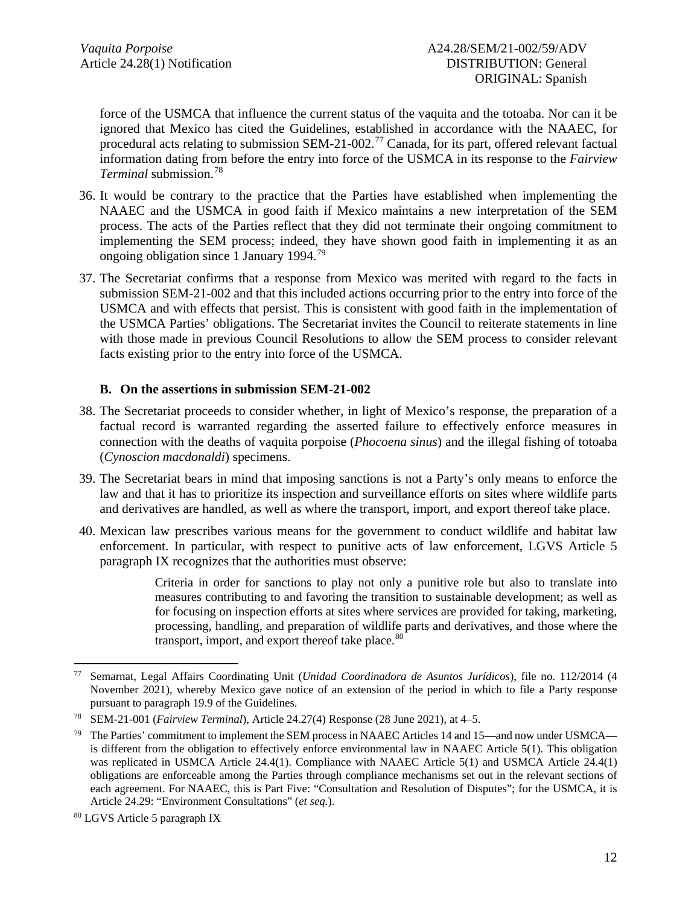force of the USMCA that influence the current status of the vaquita and the totoaba. Nor can it be ignored that Mexico has cited the Guidelines, established in accordance with the NAAEC, for procedural acts relating to submission SEM-21-002.[77] Canada, for its part, offered relevant factual information dating from before the entry into force of the USMCA in its response to the *Fairview Terminal* submission.[78]

36. It would be contrary to the practice that the Parties have established when implementing the NAAEC and the USMCA in good faith if Mexico maintains a new interpretation of the SEM process. The acts of the Parties reflect that they did not terminate their ongoing commitment to implementing the SEM process; indeed, they have shown good faith in implementing it as an ongoing obligation since 1 January 1994.[79]

37. The Secretariat confirms that a response from Mexico was merited with regard to the facts in submission SEM-21-002 and that this included actions occurring prior to the entry into force of the USMCA and with effects that persist. This is consistent with good faith in the implementation of the USMCA Parties' obligations. The Secretariat invites the Council to reiterate statements in line with those made in previous Council Resolutions to allow the SEM process to consider relevant facts existing prior to the entry into force of the USMCA.

### B. On the assertions in submission SEM-21-002

38. The Secretariat proceeds to consider whether, in light of Mexico's response, the preparation of a factual record is warranted regarding the asserted failure to effectively enforce measures in connection with the deaths of vaquita porpoise (*Phocoena sinus*) and the illegal fishing of totoaba (*Cynoscion macdonaldi*) specimens.

39. The Secretariat bears in mind that imposing sanctions is not a Party's only means to enforce the law and that it has to prioritize its inspection and surveillance efforts on sites where wildlife parts and derivatives are handled, as well as where the transport, import, and export thereof take place.

40. Mexican law prescribes various means for the government to conduct wildlife and habitat law enforcement. In particular, with respect to punitive acts of law enforcement, LGVS Article 5 paragraph IX recognizes that the authorities must observe:

> Criteria in order for sanctions to play not only a punitive role but also to translate into measures contributing to and favoring the transition to sustainable development; as well as for focusing on inspection efforts at sites where services are provided for taking, marketing, processing, handling, and preparation of wildlife parts and derivatives, and those where the transport, import, and export thereof take place.[80]

---

[77] Semarnat, Legal Affairs Coordinating Unit (*Unidad Coordinadora de Asuntos Jurídicos*), file no. 112/2014 (4 November 2021), whereby Mexico gave notice of an extension of the period in which to file a Party response pursuant to paragraph 19.9 of the Guidelines.

[78] SEM-21-001 (*Fairview Terminal*), Article 24.27(4) Response (28 June 2021), at 4–5.

[79] The Parties' commitment to implement the SEM process in NAAEC Articles 14 and 15—and now under USMCA—is different from the obligation to effectively enforce environmental law in NAAEC Article 5(1). This obligation was replicated in USMCA Article 24.4(1). Compliance with NAAEC Article 5(1) and USMCA Article 24.4(1) obligations are enforceable among the Parties through compliance mechanisms set out in the relevant sections of each agreement. For NAAEC, this is Part Five: "Consultation and Resolution of Disputes"; for the USMCA, it is Article 24.29: "Environment Consultations" (*et seq.*).

[80] LGVS Article 5 paragraph IX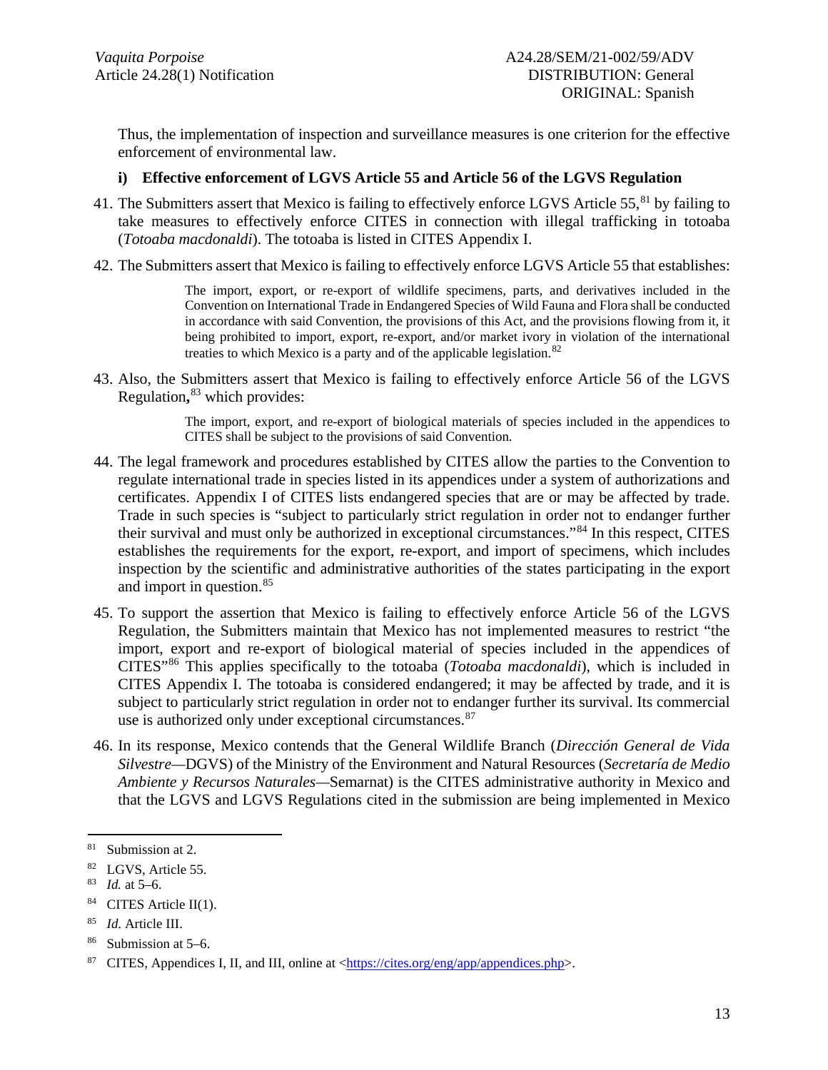Thus, the implementation of inspection and surveillance measures is one criterion for the effective enforcement of environmental law.

#### i) Effective enforcement of LGVS Article 55 and Article 56 of the LGVS Regulation

41. The Submitters assert that Mexico is failing to effectively enforce LGVS Article 55,[81] by failing to take measures to effectively enforce CITES in connection with illegal trafficking in totoaba (*Totoaba macdonaldi*). The totoaba is listed in CITES Appendix I.

42. The Submitters assert that Mexico is failing to effectively enforce LGVS Article 55 that establishes:

> The import, export, or re-export of wildlife specimens, parts, and derivatives included in the Convention on International Trade in Endangered Species of Wild Fauna and Flora shall be conducted in accordance with said Convention, the provisions of this Act, and the provisions flowing from it, it being prohibited to import, export, re-export, and/or market ivory in violation of the international treaties to which Mexico is a party and of the applicable legislation.[82]

43. Also, the Submitters assert that Mexico is failing to effectively enforce Article 56 of the LGVS Regulation**,**[83] which provides:

> The import, export, and re-export of biological materials of species included in the appendices to CITES shall be subject to the provisions of said Convention.

44. The legal framework and procedures established by CITES allow the parties to the Convention to regulate international trade in species listed in its appendices under a system of authorizations and certificates. Appendix I of CITES lists endangered species that are or may be affected by trade. Trade in such species is "subject to particularly strict regulation in order not to endanger further their survival and must only be authorized in exceptional circumstances."[84] In this respect, CITES establishes the requirements for the export, re-export, and import of specimens, which includes inspection by the scientific and administrative authorities of the states participating in the export and import in question.[85]

45. To support the assertion that Mexico is failing to effectively enforce Article 56 of the LGVS Regulation, the Submitters maintain that Mexico has not implemented measures to restrict "the import, export and re-export of biological material of species included in the appendices of CITES"[86] This applies specifically to the totoaba (*Totoaba macdonaldi*), which is included in CITES Appendix I. The totoaba is considered endangered; it may be affected by trade, and it is subject to particularly strict regulation in order not to endanger further its survival. Its commercial use is authorized only under exceptional circumstances.[87]

46. In its response, Mexico contends that the General Wildlife Branch (*Dirección General de Vida Silvestre*—DGVS) of the Ministry of the Environment and Natural Resources (*Secretaría de Medio Ambiente y Recursos Naturales*—Semarnat) is the CITES administrative authority in Mexico and that the LGVS and LGVS Regulations cited in the submission are being implemented in Mexico

---

[81] Submission at 2.

[82] LGVS, Article 55.

[83] *Id.* at 5–6.

[84] CITES Article II(1).

[85] *Id.* Article III.

[86] Submission at 5–6.

[87] CITES, Appendices I, II, and III, online at <https://cites.org/eng/app/appendices.php>.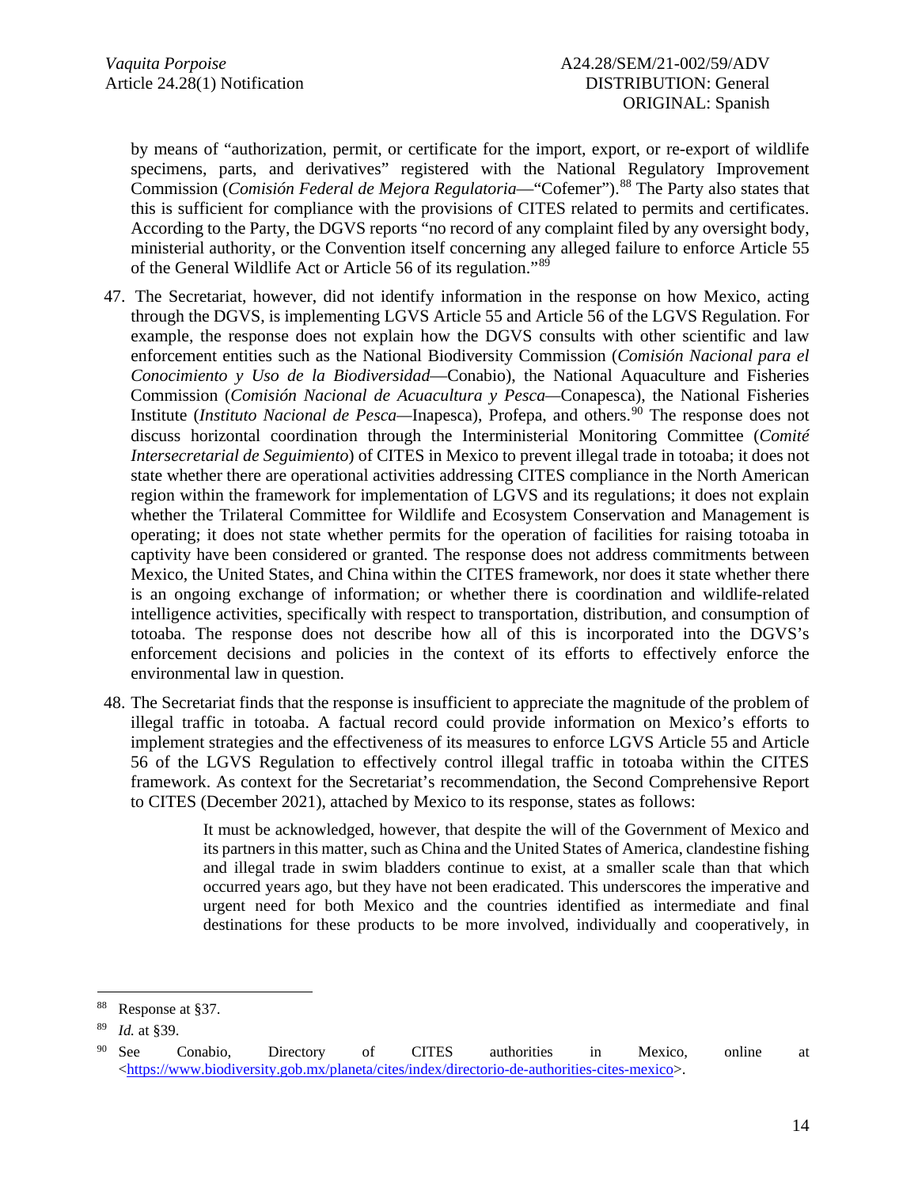by means of "authorization, permit, or certificate for the import, export, or re-export of wildlife specimens, parts, and derivatives" registered with the National Regulatory Improvement Commission (*Comisión Federal de Mejora Regulatoria*—"Cofemer").[88] The Party also states that this is sufficient for compliance with the provisions of CITES related to permits and certificates. According to the Party, the DGVS reports "no record of any complaint filed by any oversight body, ministerial authority, or the Convention itself concerning any alleged failure to enforce Article 55 of the General Wildlife Act or Article 56 of its regulation."[89]

47. The Secretariat, however, did not identify information in the response on how Mexico, acting through the DGVS, is implementing LGVS Article 55 and Article 56 of the LGVS Regulation. For example, the response does not explain how the DGVS consults with other scientific and law enforcement entities such as the National Biodiversity Commission (*Comisión Nacional para el Conocimiento y Uso de la Biodiversidad*—Conabio), the National Aquaculture and Fisheries Commission (*Comisión Nacional de Acuacultura y Pesca*—Conapesca), the National Fisheries Institute (*Instituto Nacional de Pesca*—Inapesca), Profepa, and others.[90] The response does not discuss horizontal coordination through the Interministerial Monitoring Committee (*Comité Intersecretarial de Seguimiento*) of CITES in Mexico to prevent illegal trade in totoaba; it does not state whether there are operational activities addressing CITES compliance in the North American region within the framework for implementation of LGVS and its regulations; it does not explain whether the Trilateral Committee for Wildlife and Ecosystem Conservation and Management is operating; it does not state whether permits for the operation of facilities for raising totoaba in captivity have been considered or granted. The response does not address commitments between Mexico, the United States, and China within the CITES framework, nor does it state whether there is an ongoing exchange of information; or whether there is coordination and wildlife-related intelligence activities, specifically with respect to transportation, distribution, and consumption of totoaba. The response does not describe how all of this is incorporated into the DGVS's enforcement decisions and policies in the context of its efforts to effectively enforce the environmental law in question.

48. The Secretariat finds that the response is insufficient to appreciate the magnitude of the problem of illegal traffic in totoaba. A factual record could provide information on Mexico's efforts to implement strategies and the effectiveness of its measures to enforce LGVS Article 55 and Article 56 of the LGVS Regulation to effectively control illegal traffic in totoaba within the CITES framework. As context for the Secretariat's recommendation, the Second Comprehensive Report to CITES (December 2021), attached by Mexico to its response, states as follows:

> It must be acknowledged, however, that despite the will of the Government of Mexico and its partners in this matter, such as China and the United States of America, clandestine fishing and illegal trade in swim bladders continue to exist, at a smaller scale than that which occurred years ago, but they have not been eradicated. This underscores the imperative and urgent need for both Mexico and the countries identified as intermediate and final destinations for these products to be more involved, individually and cooperatively, in

---

[88] Response at §37.

[89] *Id.* at §39.

[90] See Conabio, Directory of CITES authorities in Mexico, online at <https://www.biodiversity.gob.mx/planeta/cites/index/directorio-de-authorities-cites-mexico>.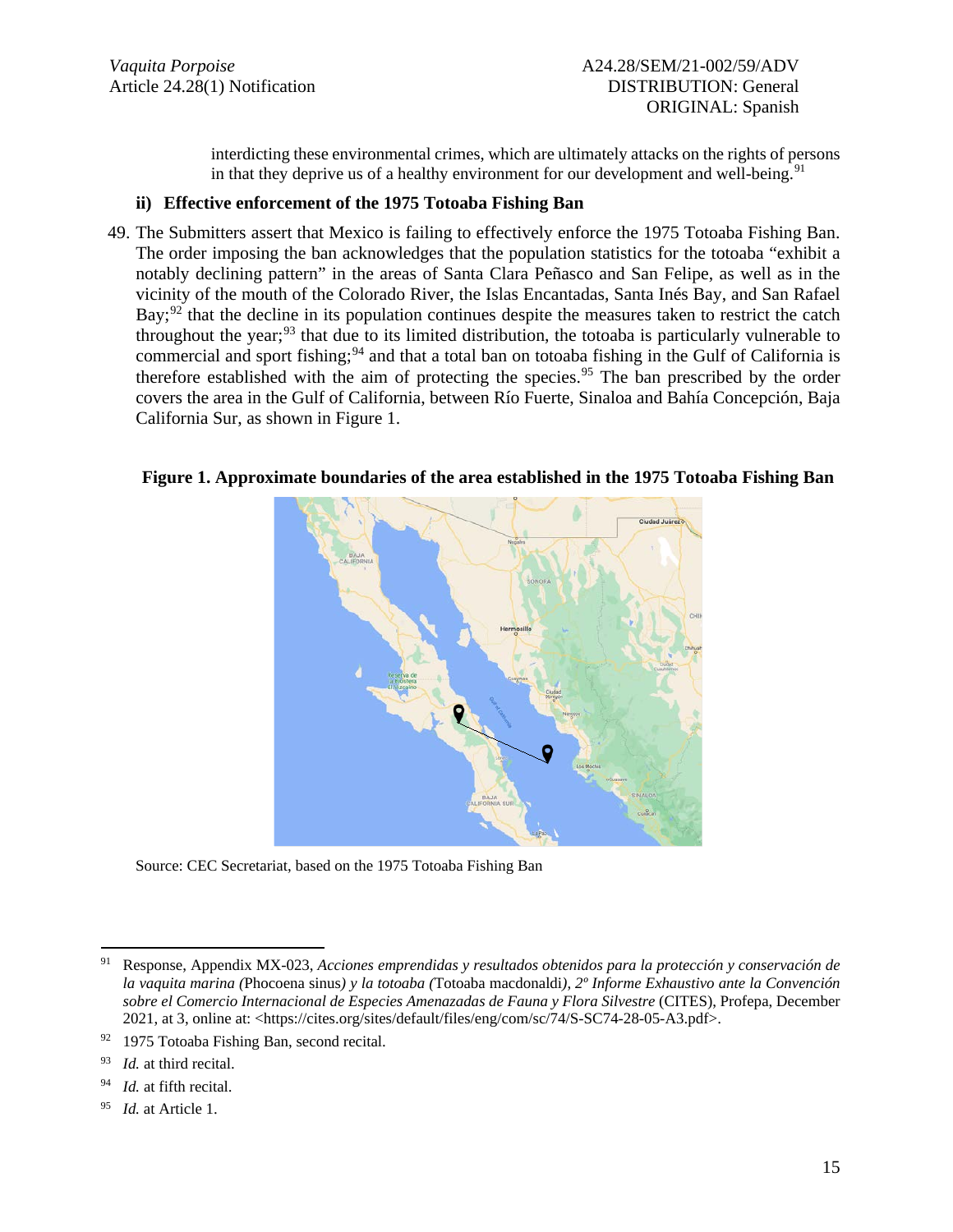interdicting these environmental crimes, which are ultimately attacks on the rights of persons in that they deprive us of a healthy environment for our development and well-being.[91]

### ii) Effective enforcement of the 1975 Totoaba Fishing Ban

49. The Submitters assert that Mexico is failing to effectively enforce the 1975 Totoaba Fishing Ban. The order imposing the ban acknowledges that the population statistics for the totoaba "exhibit a notably declining pattern" in the areas of Santa Clara Peñasco and San Felipe, as well as in the vicinity of the mouth of the Colorado River, the Islas Encantadas, Santa Inés Bay, and San Rafael Bay;[92] that the decline in its population continues despite the measures taken to restrict the catch throughout the year;[93] that due to its limited distribution, the totoaba is particularly vulnerable to commercial and sport fishing;[94] and that a total ban on totoaba fishing in the Gulf of California is therefore established with the aim of protecting the species.[95] The ban prescribed by the order covers the area in the Gulf of California, between Río Fuerte, Sinaloa and Bahía Concepción, Baja California Sur, as shown in Figure 1.

**Figure 1. Approximate boundaries of the area established in the 1975 Totoaba Fishing Ban**

Source: CEC Secretariat, based on the 1975 Totoaba Fishing Ban

---

[91] Response, Appendix MX-023, *Acciones emprendidas y resultados obtenidos para la protección y conservación de la vaquita marina (*Phocoena sinus*) y la totoaba (*Totoaba macdonaldi*), 2º Informe Exhaustivo ante la Convención sobre el Comercio Internacional de Especies Amenazadas de Fauna y Flora Silvestre* (CITES), Profepa, December 2021, at 3, online at: <https://cites.org/sites/default/files/eng/com/sc/74/S-SC74-28-05-A3.pdf>.

[92] 1975 Totoaba Fishing Ban, second recital.

[93] *Id.* at third recital.

[94] *Id.* at fifth recital.

[95] *Id.* at Article 1.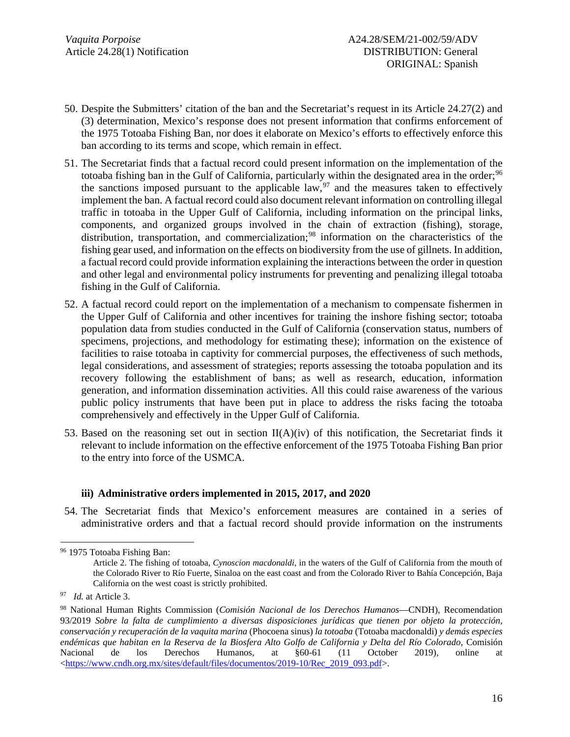50. Despite the Submitters' citation of the ban and the Secretariat's request in its Article 24.27(2) and (3) determination, Mexico's response does not present information that confirms enforcement of the 1975 Totoaba Fishing Ban, nor does it elaborate on Mexico's efforts to effectively enforce this ban according to its terms and scope, which remain in effect.

51. The Secretariat finds that a factual record could present information on the implementation of the totoaba fishing ban in the Gulf of California, particularly within the designated area in the order;[96] the sanctions imposed pursuant to the applicable law,[97] and the measures taken to effectively implement the ban. A factual record could also document relevant information on controlling illegal traffic in totoaba in the Upper Gulf of California, including information on the principal links, components, and organized groups involved in the chain of extraction (fishing), storage, distribution, transportation, and commercialization;[98] information on the characteristics of the fishing gear used, and information on the effects on biodiversity from the use of gillnets. In addition, a factual record could provide information explaining the interactions between the order in question and other legal and environmental policy instruments for preventing and penalizing illegal totoaba fishing in the Gulf of California.

52. A factual record could report on the implementation of a mechanism to compensate fishermen in the Upper Gulf of California and other incentives for training the inshore fishing sector; totoaba population data from studies conducted in the Gulf of California (conservation status, numbers of specimens, projections, and methodology for estimating these); information on the existence of facilities to raise totoaba in captivity for commercial purposes, the effectiveness of such methods, legal considerations, and assessment of strategies; reports assessing the totoaba population and its recovery following the establishment of bans; as well as research, education, information generation, and information dissemination activities. All this could raise awareness of the various public policy instruments that have been put in place to address the risks facing the totoaba comprehensively and effectively in the Upper Gulf of California.

53. Based on the reasoning set out in section II(A)(iv) of this notification, the Secretariat finds it relevant to include information on the effective enforcement of the 1975 Totoaba Fishing Ban prior to the entry into force of the USMCA.

#### iii) Administrative orders implemented in 2015, 2017, and 2020

54. The Secretariat finds that Mexico's enforcement measures are contained in a series of administrative orders and that a factual record should provide information on the instruments

---

[96] 1975 Totoaba Fishing Ban:

> Article 2. The fishing of totoaba, *Cynoscion macdonaldi*, in the waters of the Gulf of California from the mouth of the Colorado River to Río Fuerte, Sinaloa on the east coast and from the Colorado River to Bahía Concepción, Baja California on the west coast is strictly prohibited.

[97] *Id.* at Article 3.

[98] National Human Rights Commission (*Comisión Nacional de los Derechos Humanos*—CNDH), Recomendation 93/2019 *Sobre la falta de cumplimiento a diversas disposiciones jurídicas que tienen por objeto la protección, conservación y recuperación de la vaquita marina* (Phocoena sinus) *la totoaba* (Totoaba macdonaldi) *y demás especies endémicas que habitan en la Reserva de la Biosfera Alto Golfo de California y Delta del Río Colorado*, Comisión Nacional de los Derechos Humanos, at §60-61 (11 October 2019), online at <https://www.cndh.org.mx/sites/default/files/documentos/2019-10/Rec_2019_093.pdf>.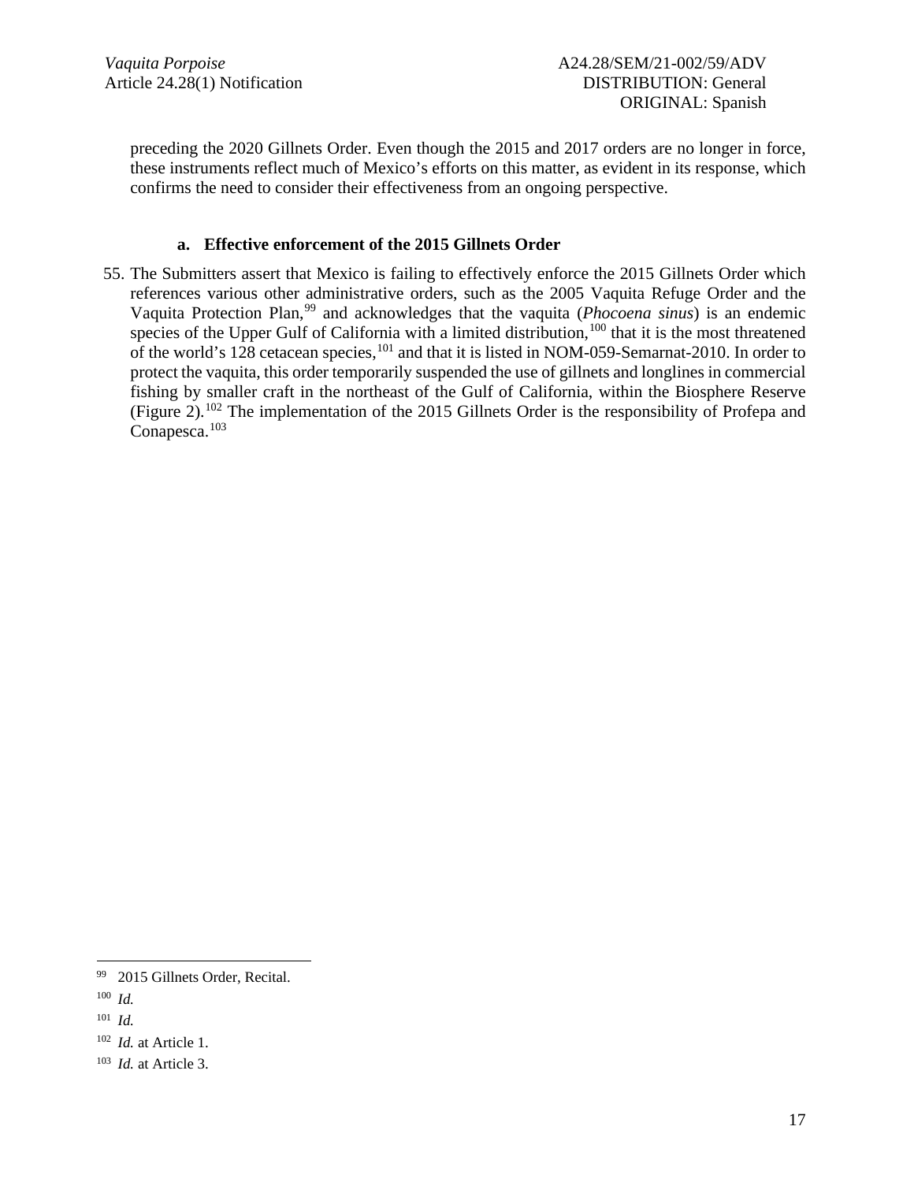preceding the 2020 Gillnets Order. Even though the 2015 and 2017 orders are no longer in force, these instruments reflect much of Mexico's efforts on this matter, as evident in its response, which confirms the need to consider their effectiveness from an ongoing perspective.

### a. Effective enforcement of the 2015 Gillnets Order

55. The Submitters assert that Mexico is failing to effectively enforce the 2015 Gillnets Order which references various other administrative orders, such as the 2005 Vaquita Refuge Order and the Vaquita Protection Plan,[99] and acknowledges that the vaquita (*Phocoena sinus*) is an endemic species of the Upper Gulf of California with a limited distribution,[100] that it is the most threatened of the world's 128 cetacean species,[101] and that it is listed in NOM-059-Semarnat-2010. In order to protect the vaquita, this order temporarily suspended the use of gillnets and longlines in commercial fishing by smaller craft in the northeast of the Gulf of California, within the Biosphere Reserve (Figure 2).[102] The implementation of the 2015 Gillnets Order is the responsibility of Profepa and Conapesca.[103]

---

[99] 2015 Gillnets Order, Recital.

[100] *Id.*

[101] *Id.*

[102] *Id.* at Article 1.

[103] *Id.* at Article 3.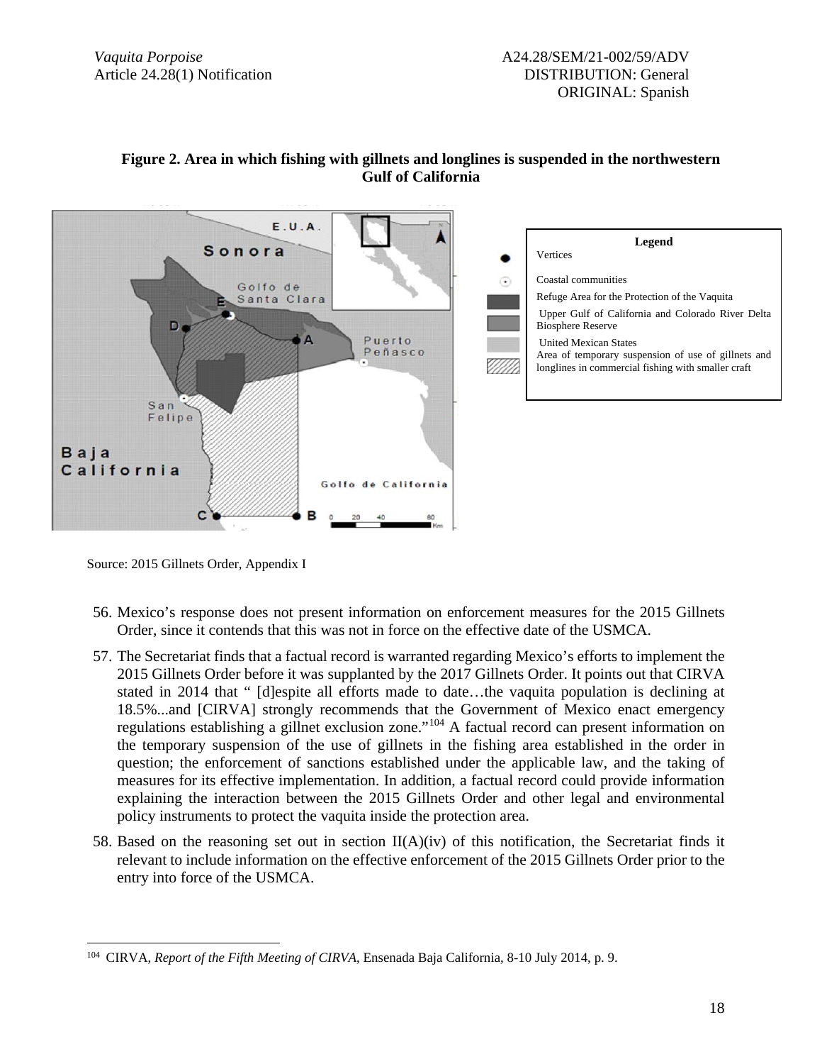**Figure 2. Area in which fishing with gillnets and longlines is suspended in the northwestern Gulf of California**

Legend
- Vertices
- Coastal communities
- Refuge Area for the Protection of the Vaquita
- Upper Gulf of California and Colorado River Delta Biosphere Reserve
- United Mexican States
- Area of temporary suspension of use of gillnets and longlines in commercial fishing with smaller craft

Source: 2015 Gillnets Order, Appendix I

56. Mexico's response does not present information on enforcement measures for the 2015 Gillnets Order, since it contends that this was not in force on the effective date of the USMCA.

57. The Secretariat finds that a factual record is warranted regarding Mexico's efforts to implement the 2015 Gillnets Order before it was supplanted by the 2017 Gillnets Order. It points out that CIRVA stated in 2014 that " [d]espite all efforts made to date…the vaquita population is declining at 18.5%...and [CIRVA] strongly recommends that the Government of Mexico enact emergency regulations establishing a gillnet exclusion zone."[104] A factual record can present information on the temporary suspension of the use of gillnets in the fishing area established in the order in question; the enforcement of sanctions established under the applicable law, and the taking of measures for its effective implementation. In addition, a factual record could provide information explaining the interaction between the 2015 Gillnets Order and other legal and environmental policy instruments to protect the vaquita inside the protection area.

58. Based on the reasoning set out in section II(A)(iv) of this notification, the Secretariat finds it relevant to include information on the effective enforcement of the 2015 Gillnets Order prior to the entry into force of the USMCA.

---

[104] CIRVA, *Report of the Fifth Meeting of CIRVA*, Ensenada Baja California, 8-10 July 2014, p. 9.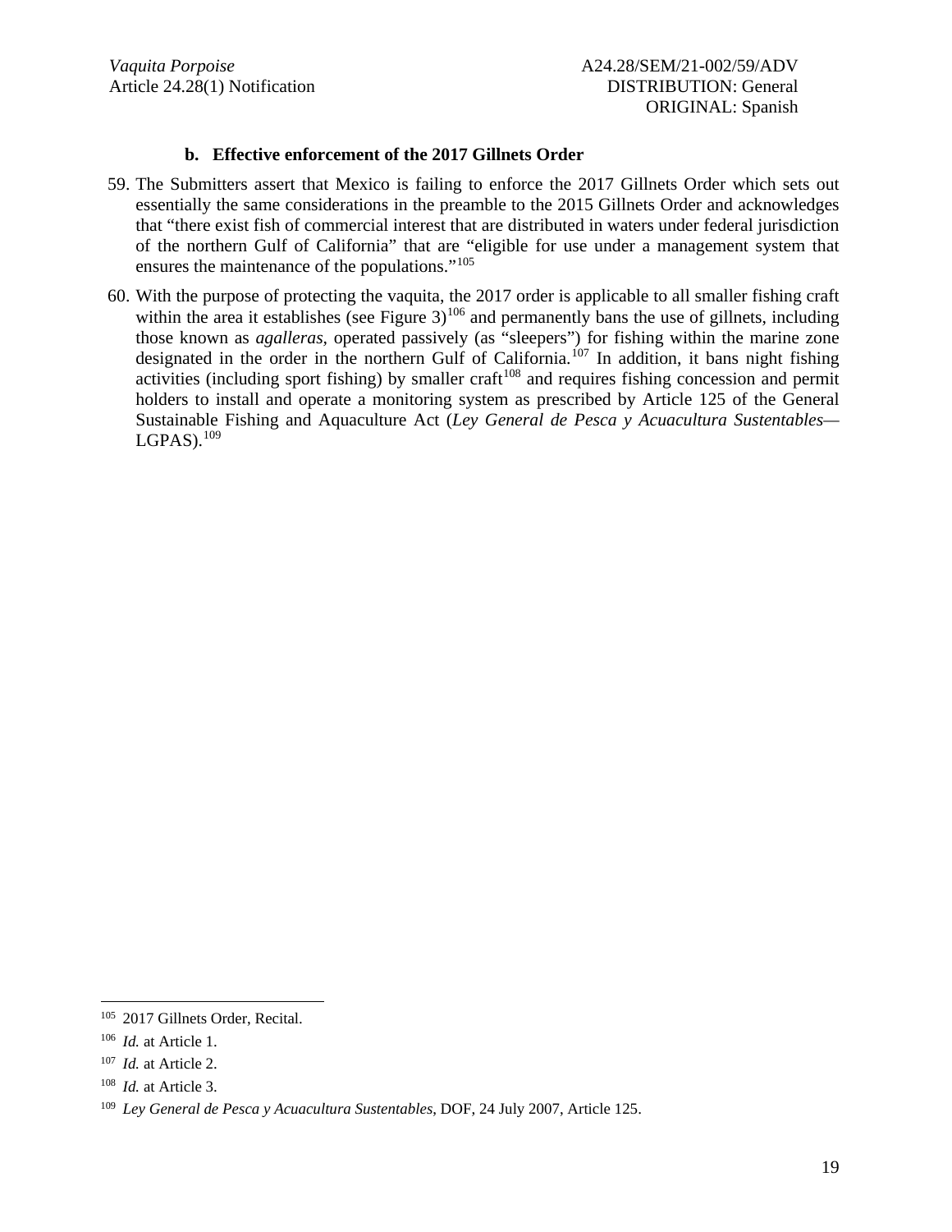### b. Effective enforcement of the 2017 Gillnets Order

59. The Submitters assert that Mexico is failing to enforce the 2017 Gillnets Order which sets out essentially the same considerations in the preamble to the 2015 Gillnets Order and acknowledges that "there exist fish of commercial interest that are distributed in waters under federal jurisdiction of the northern Gulf of California" that are "eligible for use under a management system that ensures the maintenance of the populations."[105]

60. With the purpose of protecting the vaquita, the 2017 order is applicable to all smaller fishing craft within the area it establishes (see Figure 3)[106] and permanently bans the use of gillnets, including those known as *agalleras*, operated passively (as "sleepers") for fishing within the marine zone designated in the order in the northern Gulf of California.[107] In addition, it bans night fishing activities (including sport fishing) by smaller craft[108] and requires fishing concession and permit holders to install and operate a monitoring system as prescribed by Article 125 of the General Sustainable Fishing and Aquaculture Act (*Ley General de Pesca y Acuacultura Sustentables*—LGPAS).[109]

---

[105] 2017 Gillnets Order, Recital.

[106] *Id.* at Article 1.

[107] *Id.* at Article 2.

[108] *Id.* at Article 3.

[109] *Ley General de Pesca y Acuacultura Sustentables*, DOF, 24 July 2007, Article 125.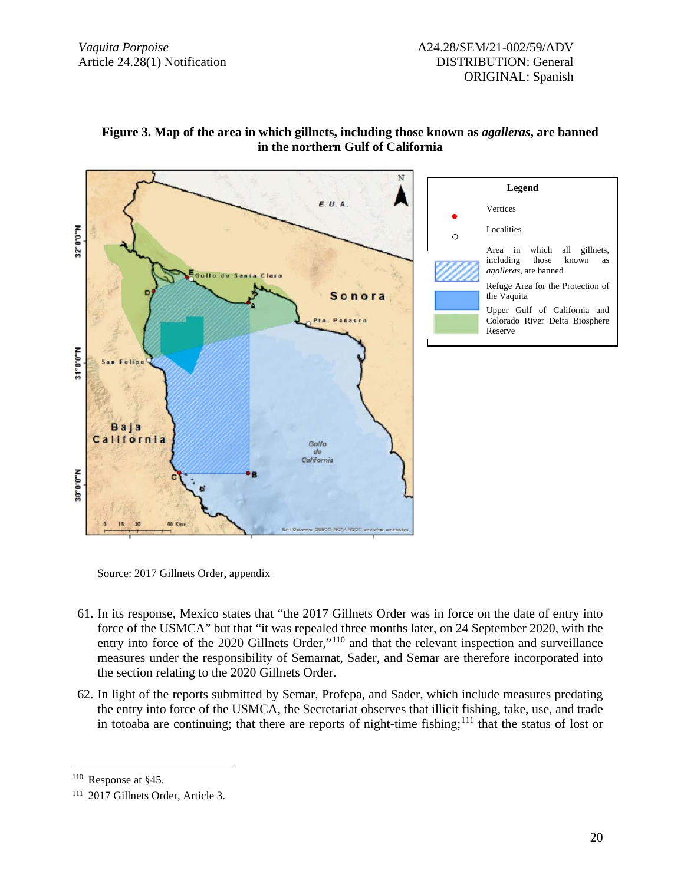**Figure 3. Map of the area in which gillnets, including those known as *agalleras*, are banned in the northern Gulf of California**

Legend

- Vertices
- Localities
- Area in which all gillnets, including those known as *agalleras*, are banned
- Refuge Area for the Protection of the Vaquita
- Upper Gulf of California and Colorado River Delta Biosphere Reserve

Source: 2017 Gillnets Order, appendix

61. In its response, Mexico states that "the 2017 Gillnets Order was in force on the date of entry into force of the USMCA" but that "it was repealed three months later, on 24 September 2020, with the entry into force of the 2020 Gillnets Order,"[110] and that the relevant inspection and surveillance measures under the responsibility of Semarnat, Sader, and Semar are therefore incorporated into the section relating to the 2020 Gillnets Order.

62. In light of the reports submitted by Semar, Profepa, and Sader, which include measures predating the entry into force of the USMCA, the Secretariat observes that illicit fishing, take, use, and trade in totoaba are continuing; that there are reports of night-time fishing;[111] that the status of lost or

---

[110] Response at §45.

[111] 2017 Gillnets Order, Article 3.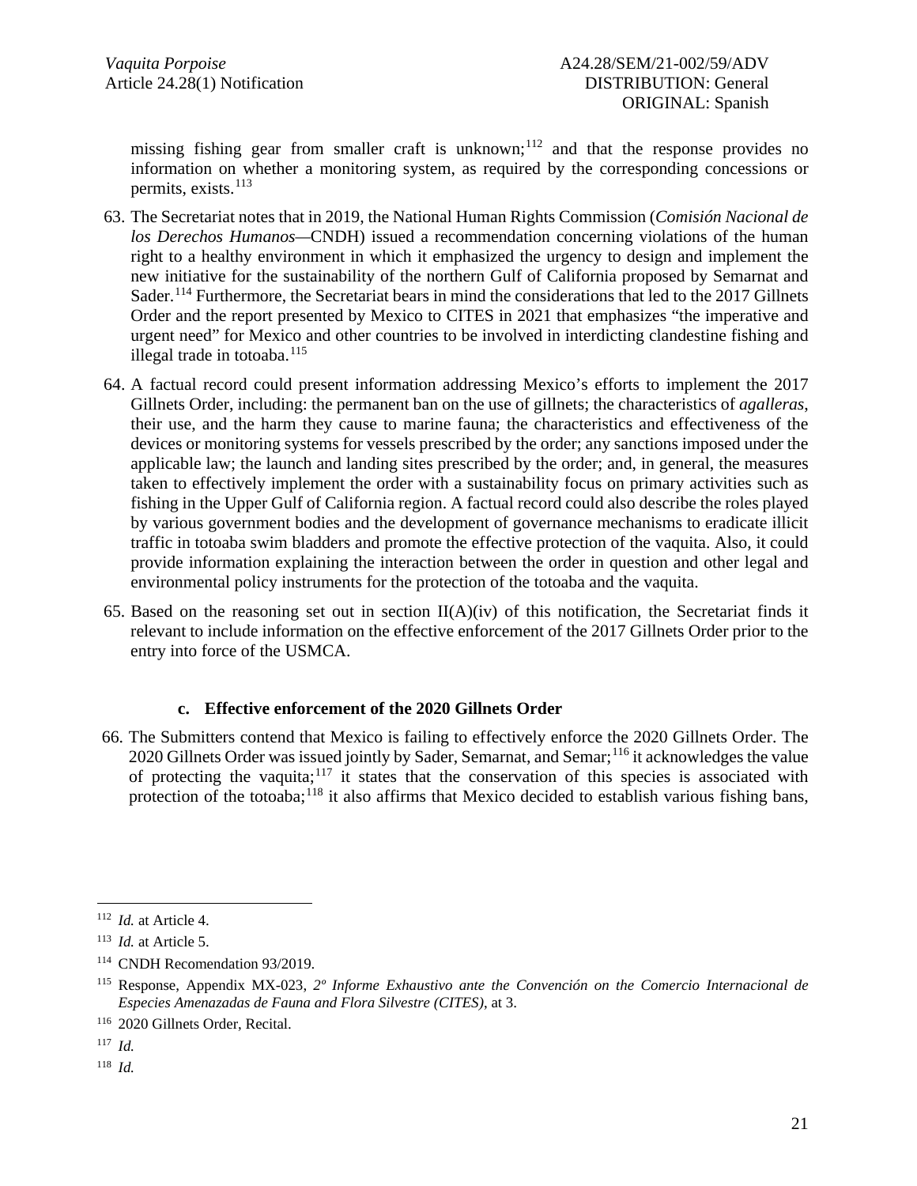missing fishing gear from smaller craft is unknown;[112] and that the response provides no information on whether a monitoring system, as required by the corresponding concessions or permits, exists.[113]

63. The Secretariat notes that in 2019, the National Human Rights Commission (*Comisión Nacional de los Derechos Humanos*—CNDH) issued a recommendation concerning violations of the human right to a healthy environment in which it emphasized the urgency to design and implement the new initiative for the sustainability of the northern Gulf of California proposed by Semarnat and Sader.[114] Furthermore, the Secretariat bears in mind the considerations that led to the 2017 Gillnets Order and the report presented by Mexico to CITES in 2021 that emphasizes "the imperative and urgent need" for Mexico and other countries to be involved in interdicting clandestine fishing and illegal trade in totoaba.[115]

64. A factual record could present information addressing Mexico's efforts to implement the 2017 Gillnets Order, including: the permanent ban on the use of gillnets; the characteristics of *agalleras*, their use, and the harm they cause to marine fauna; the characteristics and effectiveness of the devices or monitoring systems for vessels prescribed by the order; any sanctions imposed under the applicable law; the launch and landing sites prescribed by the order; and, in general, the measures taken to effectively implement the order with a sustainability focus on primary activities such as fishing in the Upper Gulf of California region. A factual record could also describe the roles played by various government bodies and the development of governance mechanisms to eradicate illicit traffic in totoaba swim bladders and promote the effective protection of the vaquita. Also, it could provide information explaining the interaction between the order in question and other legal and environmental policy instruments for the protection of the totoaba and the vaquita.

65. Based on the reasoning set out in section II(A)(iv) of this notification, the Secretariat finds it relevant to include information on the effective enforcement of the 2017 Gillnets Order prior to the entry into force of the USMCA.

#### c. Effective enforcement of the 2020 Gillnets Order

66. The Submitters contend that Mexico is failing to effectively enforce the 2020 Gillnets Order. The 2020 Gillnets Order was issued jointly by Sader, Semarnat, and Semar;[116] it acknowledges the value of protecting the vaquita;[117] it states that the conservation of this species is associated with protection of the totoaba;[118] it also affirms that Mexico decided to establish various fishing bans,

---

[112] *Id.* at Article 4.

[113] *Id.* at Article 5.

[114] CNDH Recomendation 93/2019.

[115] Response, Appendix MX-023, *2º Informe Exhaustivo ante the Convención on the Comercio Internacional de Especies Amenazadas de Fauna and Flora Silvestre (CITES)*, at 3.

[116] 2020 Gillnets Order, Recital.

[117] *Id.*

[118] *Id.*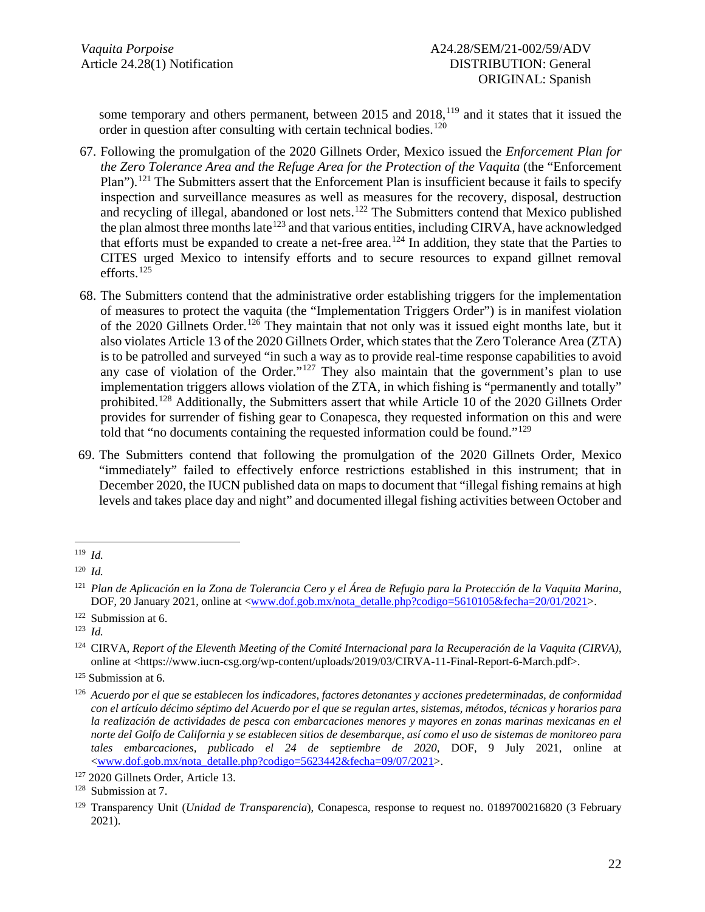some temporary and others permanent, between 2015 and 2018,[119] and it states that it issued the order in question after consulting with certain technical bodies.[120]

67. Following the promulgation of the 2020 Gillnets Order, Mexico issued the *Enforcement Plan for the Zero Tolerance Area and the Refuge Area for the Protection of the Vaquita* (the "Enforcement Plan").[121] The Submitters assert that the Enforcement Plan is insufficient because it fails to specify inspection and surveillance measures as well as measures for the recovery, disposal, destruction and recycling of illegal, abandoned or lost nets.[122] The Submitters contend that Mexico published the plan almost three months late[123] and that various entities, including CIRVA, have acknowledged that efforts must be expanded to create a net-free area.[124] In addition, they state that the Parties to CITES urged Mexico to intensify efforts and to secure resources to expand gillnet removal efforts.[125]

68. The Submitters contend that the administrative order establishing triggers for the implementation of measures to protect the vaquita (the "Implementation Triggers Order") is in manifest violation of the 2020 Gillnets Order.[126] They maintain that not only was it issued eight months late, but it also violates Article 13 of the 2020 Gillnets Order, which states that the Zero Tolerance Area (ZTA) is to be patrolled and surveyed "in such a way as to provide real-time response capabilities to avoid any case of violation of the Order."[127] They also maintain that the government's plan to use implementation triggers allows violation of the ZTA, in which fishing is "permanently and totally" prohibited.[128] Additionally, the Submitters assert that while Article 10 of the 2020 Gillnets Order provides for surrender of fishing gear to Conapesca, they requested information on this and were told that "no documents containing the requested information could be found."[129]

69. The Submitters contend that following the promulgation of the 2020 Gillnets Order, Mexico "immediately" failed to effectively enforce restrictions established in this instrument; that in December 2020, the IUCN published data on maps to document that "illegal fishing remains at high levels and takes place day and night" and documented illegal fishing activities between October and

---

[119] *Id.*

[120] *Id.*

[121] *Plan de Aplicación en la Zona de Tolerancia Cero y el Área de Refugio para la Protección de la Vaquita Marina*, DOF, 20 January 2021, online at <www.dof.gob.mx/nota_detalle.php?codigo=5610105&fecha=20/01/2021>.

[122] Submission at 6.

[123] *Id.*

[124] CIRVA, *Report of the Eleventh Meeting of the Comité Internacional para la Recuperación de la Vaquita (CIRVA)*, online at <https://www.iucn-csg.org/wp-content/uploads/2019/03/CIRVA-11-Final-Report-6-March.pdf>.

[125] Submission at 6.

[126] *Acuerdo por el que se establecen los indicadores, factores detonantes y acciones predeterminadas, de conformidad con el artículo décimo séptimo del Acuerdo por el que se regulan artes, sistemas, métodos, técnicas y horarios para la realización de actividades de pesca con embarcaciones menores y mayores en zonas marinas mexicanas en el norte del Golfo de California y se establecen sitios de desembarque, así como el uso de sistemas de monitoreo para tales embarcaciones, publicado el 24 de septiembre de 2020*, DOF, 9 July 2021, online at <www.dof.gob.mx/nota_detalle.php?codigo=5623442&fecha=09/07/2021>.

[127] 2020 Gillnets Order, Article 13.

[128] Submission at 7.

[129] Transparency Unit (*Unidad de Transparencia*), Conapesca, response to request no. 0189700216820 (3 February 2021).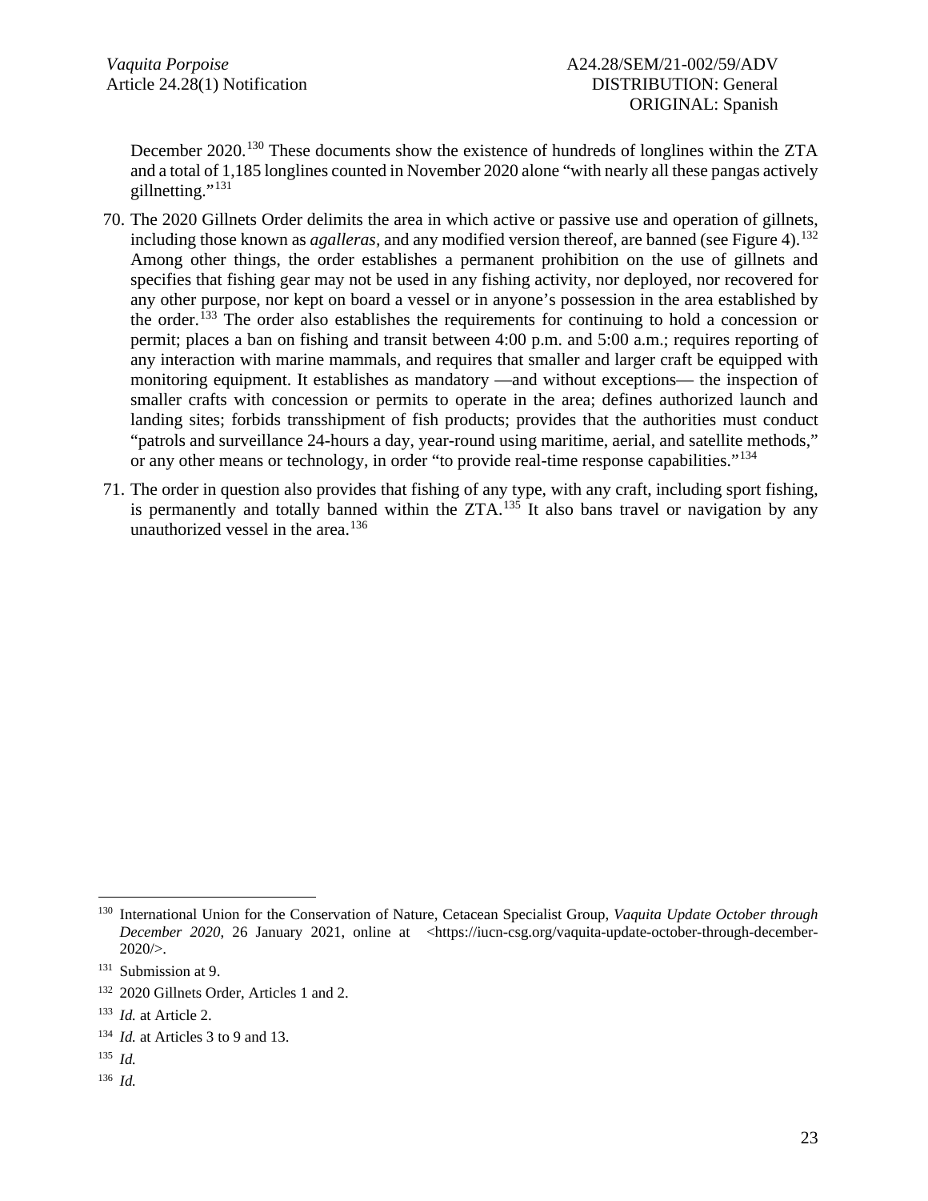December 2020.[130] These documents show the existence of hundreds of longlines within the ZTA and a total of 1,185 longlines counted in November 2020 alone "with nearly all these pangas actively gillnetting."[131]

70. The 2020 Gillnets Order delimits the area in which active or passive use and operation of gillnets, including those known as *agalleras*, and any modified version thereof, are banned (see Figure 4).[132] Among other things, the order establishes a permanent prohibition on the use of gillnets and specifies that fishing gear may not be used in any fishing activity, nor deployed, nor recovered for any other purpose, nor kept on board a vessel or in anyone's possession in the area established by the order.[133] The order also establishes the requirements for continuing to hold a concession or permit; places a ban on fishing and transit between 4:00 p.m. and 5:00 a.m.; requires reporting of any interaction with marine mammals, and requires that smaller and larger craft be equipped with monitoring equipment. It establishes as mandatory —and without exceptions— the inspection of smaller crafts with concession or permits to operate in the area; defines authorized launch and landing sites; forbids transshipment of fish products; provides that the authorities must conduct "patrols and surveillance 24-hours a day, year-round using maritime, aerial, and satellite methods," or any other means or technology, in order "to provide real-time response capabilities."[134]

71. The order in question also provides that fishing of any type, with any craft, including sport fishing, is permanently and totally banned within the ZTA.[135] It also bans travel or navigation by any unauthorized vessel in the area.[136]

---

[130] International Union for the Conservation of Nature, Cetacean Specialist Group, *Vaquita Update October through December 2020*, 26 January 2021, online at <https://iucn-csg.org/vaquita-update-october-through-december-2020/>.

[131] Submission at 9.

[132] 2020 Gillnets Order, Articles 1 and 2.

[133] *Id.* at Article 2.

[134] *Id.* at Articles 3 to 9 and 13.

[135] *Id.*

[136] *Id.*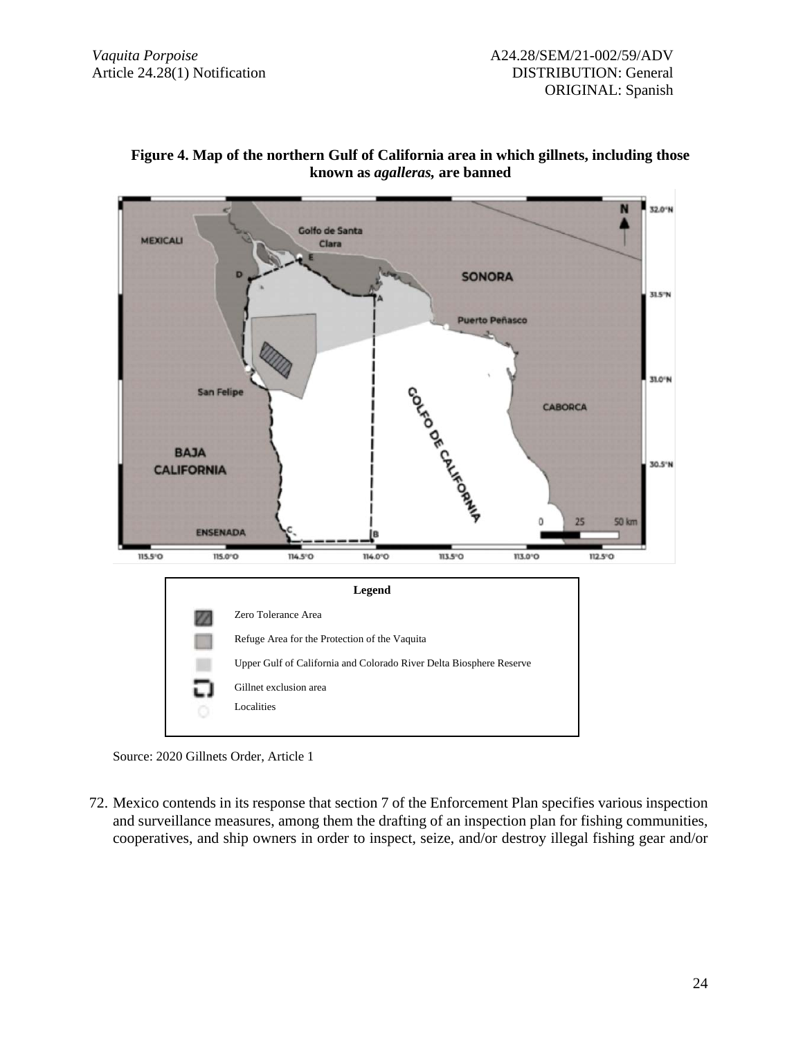**Figure 4. Map of the northern Gulf of California area in which gillnets, including those known as *agalleras,* are banned**

| Legend |
| --- |
| Zero Tolerance Area |
| Refuge Area for the Protection of the Vaquita |
| Upper Gulf of California and Colorado River Delta Biosphere Reserve |
| Gillnet exclusion area |
| Localities |

Source: 2020 Gillnets Order, Article 1

72. Mexico contends in its response that section 7 of the Enforcement Plan specifies various inspection and surveillance measures, among them the drafting of an inspection plan for fishing communities, cooperatives, and ship owners in order to inspect, seize, and/or destroy illegal fishing gear and/or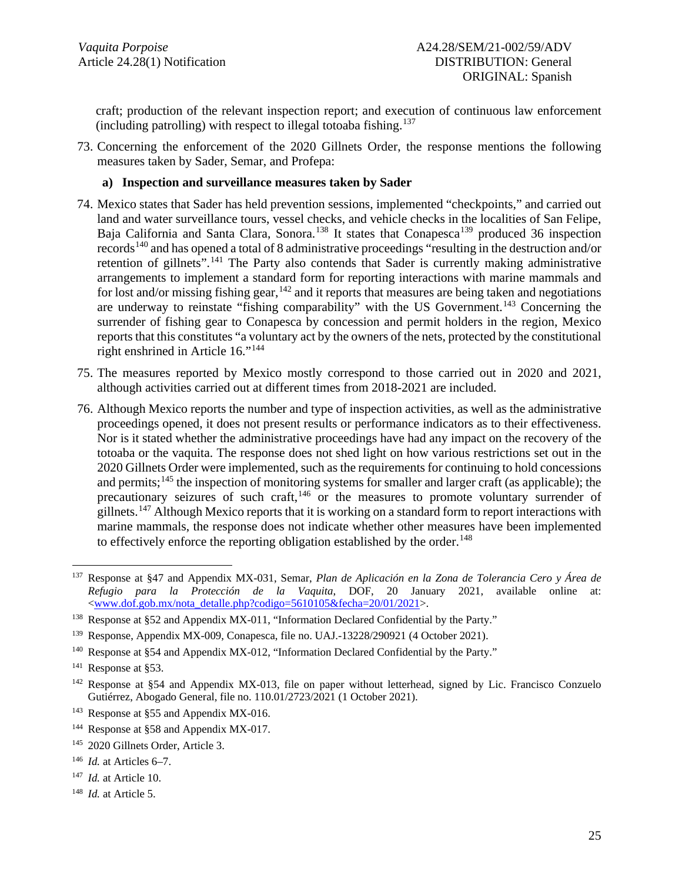craft; production of the relevant inspection report; and execution of continuous law enforcement (including patrolling) with respect to illegal totoaba fishing.[137]

73. Concerning the enforcement of the 2020 Gillnets Order, the response mentions the following measures taken by Sader, Semar, and Profepa:

**a) Inspection and surveillance measures taken by Sader**

74. Mexico states that Sader has held prevention sessions, implemented "checkpoints," and carried out land and water surveillance tours, vessel checks, and vehicle checks in the localities of San Felipe, Baja California and Santa Clara, Sonora.[138] It states that Conapesca[139] produced 36 inspection records[140] and has opened a total of 8 administrative proceedings "resulting in the destruction and/or retention of gillnets".[141] The Party also contends that Sader is currently making administrative arrangements to implement a standard form for reporting interactions with marine mammals and for lost and/or missing fishing gear,[142] and it reports that measures are being taken and negotiations are underway to reinstate "fishing comparability" with the US Government.[143] Concerning the surrender of fishing gear to Conapesca by concession and permit holders in the region, Mexico reports that this constitutes "a voluntary act by the owners of the nets, protected by the constitutional right enshrined in Article 16."[144]

75. The measures reported by Mexico mostly correspond to those carried out in 2020 and 2021, although activities carried out at different times from 2018-2021 are included.

76. Although Mexico reports the number and type of inspection activities, as well as the administrative proceedings opened, it does not present results or performance indicators as to their effectiveness. Nor is it stated whether the administrative proceedings have had any impact on the recovery of the totoaba or the vaquita. The response does not shed light on how various restrictions set out in the 2020 Gillnets Order were implemented, such as the requirements for continuing to hold concessions and permits;[145] the inspection of monitoring systems for smaller and larger craft (as applicable); the precautionary seizures of such craft,[146] or the measures to promote voluntary surrender of gillnets.[147] Although Mexico reports that it is working on a standard form to report interactions with marine mammals, the response does not indicate whether other measures have been implemented to effectively enforce the reporting obligation established by the order.[148]

---

[137] Response at §47 and Appendix MX-031, Semar, *Plan de Aplicación en la Zona de Tolerancia Cero y Área de Refugio para la Protección de la Vaquita*, DOF, 20 January 2021, available online at: <www.dof.gob.mx/nota_detalle.php?codigo=5610105&fecha=20/01/2021>.

[138] Response at §52 and Appendix MX-011, "Information Declared Confidential by the Party."

[139] Response, Appendix MX-009, Conapesca, file no. UAJ.-13228/290921 (4 October 2021).

[140] Response at §54 and Appendix MX-012, "Information Declared Confidential by the Party."

[141] Response at §53.

[142] Response at §54 and Appendix MX-013, file on paper without letterhead, signed by Lic. Francisco Conzuelo Gutiérrez, Abogado General, file no. 110.01/2723/2021 (1 October 2021).

[143] Response at §55 and Appendix MX-016.

[144] Response at §58 and Appendix MX-017.

[145] 2020 Gillnets Order, Article 3.

[146] *Id.* at Articles 6–7.

[147] *Id.* at Article 10.

[148] *Id.* at Article 5.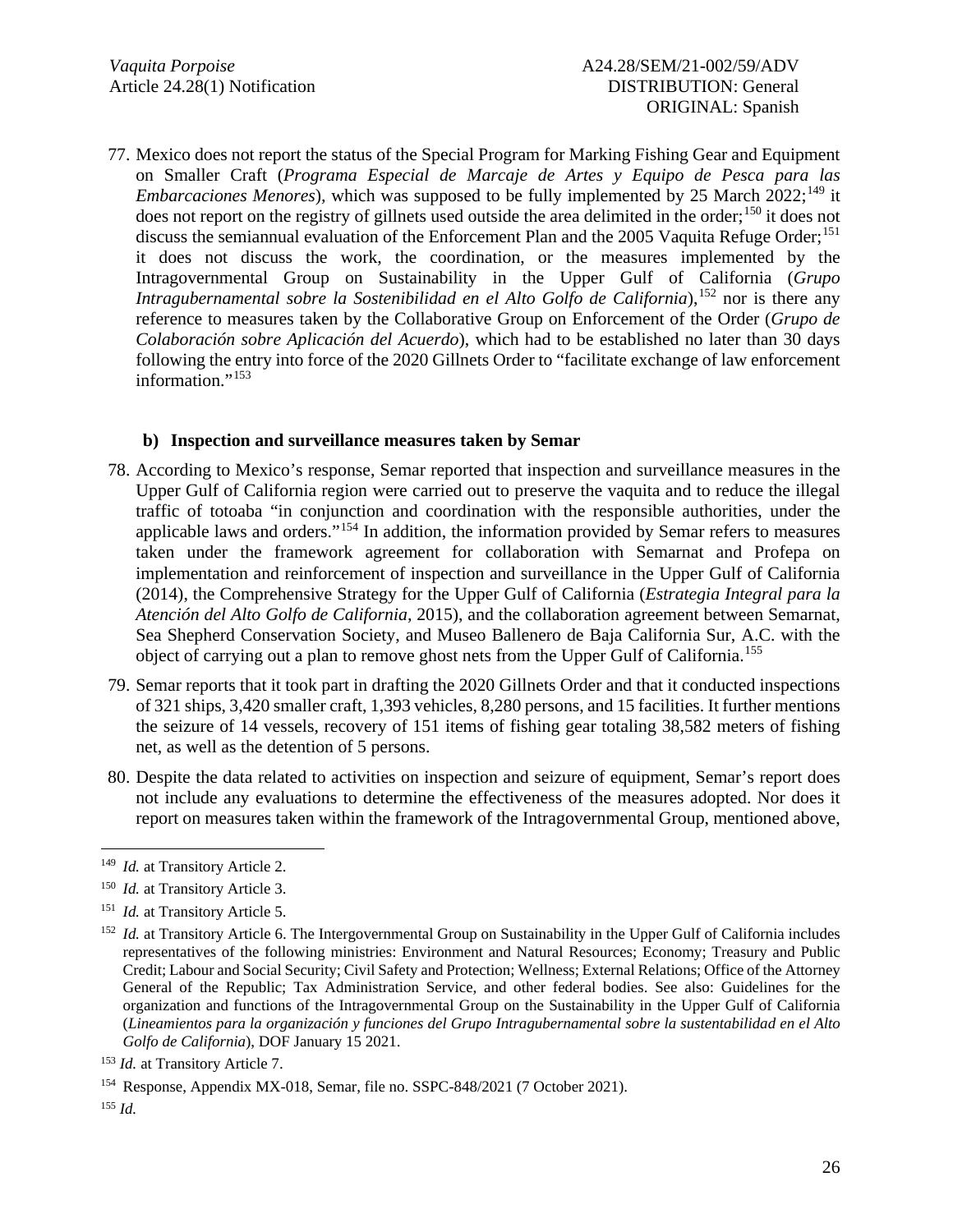77. Mexico does not report the status of the Special Program for Marking Fishing Gear and Equipment on Smaller Craft (*Programa Especial de Marcaje de Artes y Equipo de Pesca para las Embarcaciones Menores*), which was supposed to be fully implemented by 25 March 2022;[149] it does not report on the registry of gillnets used outside the area delimited in the order;[150] it does not discuss the semiannual evaluation of the Enforcement Plan and the 2005 Vaquita Refuge Order;[151] it does not discuss the work, the coordination, or the measures implemented by the Intragovernmental Group on Sustainability in the Upper Gulf of California (*Grupo Intragubernamental sobre la Sostenibilidad en el Alto Golfo de California*),[152] nor is there any reference to measures taken by the Collaborative Group on Enforcement of the Order (*Grupo de Colaboración sobre Aplicación del Acuerdo*), which had to be established no later than 30 days following the entry into force of the 2020 Gillnets Order to "facilitate exchange of law enforcement information."[153]

**b) Inspection and surveillance measures taken by Semar**

78. According to Mexico's response, Semar reported that inspection and surveillance measures in the Upper Gulf of California region were carried out to preserve the vaquita and to reduce the illegal traffic of totoaba "in conjunction and coordination with the responsible authorities, under the applicable laws and orders."[154] In addition, the information provided by Semar refers to measures taken under the framework agreement for collaboration with Semarnat and Profepa on implementation and reinforcement of inspection and surveillance in the Upper Gulf of California (2014), the Comprehensive Strategy for the Upper Gulf of California (*Estrategia Integral para la Atención del Alto Golfo de California,* 2015), and the collaboration agreement between Semarnat, Sea Shepherd Conservation Society, and Museo Ballenero de Baja California Sur, A.C. with the object of carrying out a plan to remove ghost nets from the Upper Gulf of California.[155]

79. Semar reports that it took part in drafting the 2020 Gillnets Order and that it conducted inspections of 321 ships, 3,420 smaller craft, 1,393 vehicles, 8,280 persons, and 15 facilities. It further mentions the seizure of 14 vessels, recovery of 151 items of fishing gear totaling 38,582 meters of fishing net, as well as the detention of 5 persons.

80. Despite the data related to activities on inspection and seizure of equipment, Semar's report does not include any evaluations to determine the effectiveness of the measures adopted. Nor does it report on measures taken within the framework of the Intragovernmental Group, mentioned above,

---

[149] *Id.* at Transitory Article 2.

[150] *Id.* at Transitory Article 3.

[151] *Id.* at Transitory Article 5.

[152] *Id.* at Transitory Article 6. The Intergovernmental Group on Sustainability in the Upper Gulf of California includes representatives of the following ministries: Environment and Natural Resources; Economy; Treasury and Public Credit; Labour and Social Security; Civil Safety and Protection; Wellness; External Relations; Office of the Attorney General of the Republic; Tax Administration Service, and other federal bodies. See also: Guidelines for the organization and functions of the Intragovernmental Group on the Sustainability in the Upper Gulf of California (*Lineamientos para la organización y funciones del Grupo Intragubernamental sobre la sustentabilidad en el Alto Golfo de California*), DOF January 15 2021.

[153] *Id.* at Transitory Article 7.

[154] Response, Appendix MX-018, Semar, file no. SSPC-848/2021 (7 October 2021).

[155] *Id.*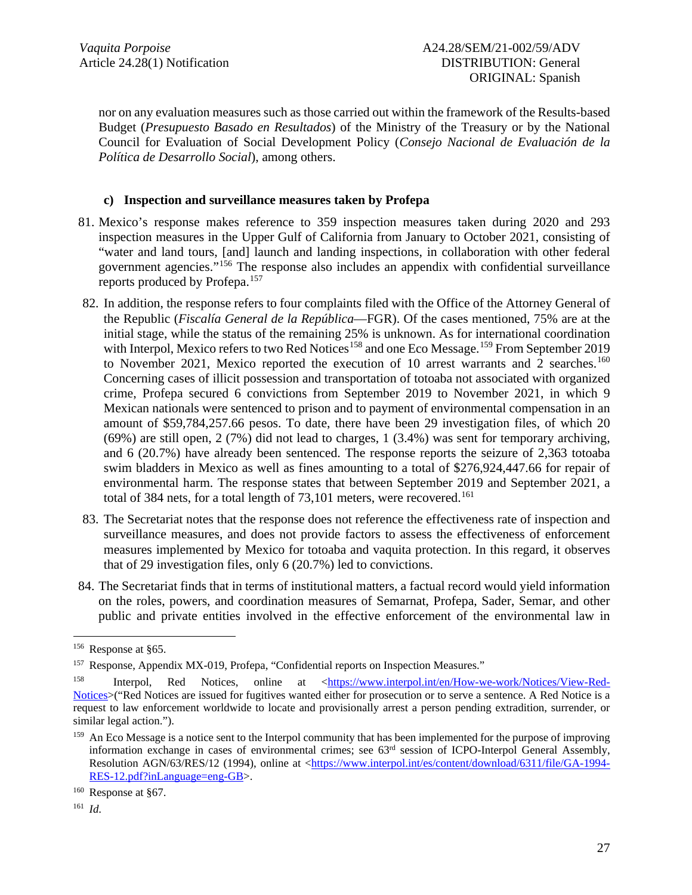nor on any evaluation measures such as those carried out within the framework of the Results-based Budget (*Presupuesto Basado en Resultados*) of the Ministry of the Treasury or by the National Council for Evaluation of Social Development Policy (*Consejo Nacional de Evaluación de la Política de Desarrollo Social*), among others.

### c) Inspection and surveillance measures taken by Profepa

81. Mexico's response makes reference to 359 inspection measures taken during 2020 and 293 inspection measures in the Upper Gulf of California from January to October 2021, consisting of "water and land tours, [and] launch and landing inspections, in collaboration with other federal government agencies."[156] The response also includes an appendix with confidential surveillance reports produced by Profepa.[157]

82. In addition, the response refers to four complaints filed with the Office of the Attorney General of the Republic (*Fiscalía General de la República*—FGR). Of the cases mentioned, 75% are at the initial stage, while the status of the remaining 25% is unknown. As for international coordination with Interpol, Mexico refers to two Red Notices[158] and one Eco Message.[159] From September 2019 to November 2021, Mexico reported the execution of 10 arrest warrants and 2 searches.[160] Concerning cases of illicit possession and transportation of totoaba not associated with organized crime, Profepa secured 6 convictions from September 2019 to November 2021, in which 9 Mexican nationals were sentenced to prison and to payment of environmental compensation in an amount of $59,784,257.66 pesos. To date, there have been 29 investigation files, of which 20 (69%) are still open, 2 (7%) did not lead to charges, 1 (3.4%) was sent for temporary archiving, and 6 (20.7%) have already been sentenced. The response reports the seizure of 2,363 totoaba swim bladders in Mexico as well as fines amounting to a total of $276,924,447.66 for repair of environmental harm. The response states that between September 2019 and September 2021, a total of 384 nets, for a total length of 73,101 meters, were recovered.[161]

83. The Secretariat notes that the response does not reference the effectiveness rate of inspection and surveillance measures, and does not provide factors to assess the effectiveness of enforcement measures implemented by Mexico for totoaba and vaquita protection. In this regard, it observes that of 29 investigation files, only 6 (20.7%) led to convictions.

84. The Secretariat finds that in terms of institutional matters, a factual record would yield information on the roles, powers, and coordination measures of Semarnat, Profepa, Sader, Semar, and other public and private entities involved in the effective enforcement of the environmental law in

---

[156] Response at §65.

[157] Response, Appendix MX-019, Profepa, "Confidential reports on Inspection Measures."

[158] Interpol, Red Notices, online at <https://www.interpol.int/en/How-we-work/Notices/View-Red-Notices>("Red Notices are issued for fugitives wanted either for prosecution or to serve a sentence. A Red Notice is a request to law enforcement worldwide to locate and provisionally arrest a person pending extradition, surrender, or similar legal action.").

[159] An Eco Message is a notice sent to the Interpol community that has been implemented for the purpose of improving information exchange in cases of environmental crimes; see 63rd session of ICPO-Interpol General Assembly, Resolution AGN/63/RES/12 (1994), online at <https://www.interpol.int/es/content/download/6311/file/GA-1994-RES-12.pdf?inLanguage=eng-GB>.

[160] Response at §67.

[161] *Id.*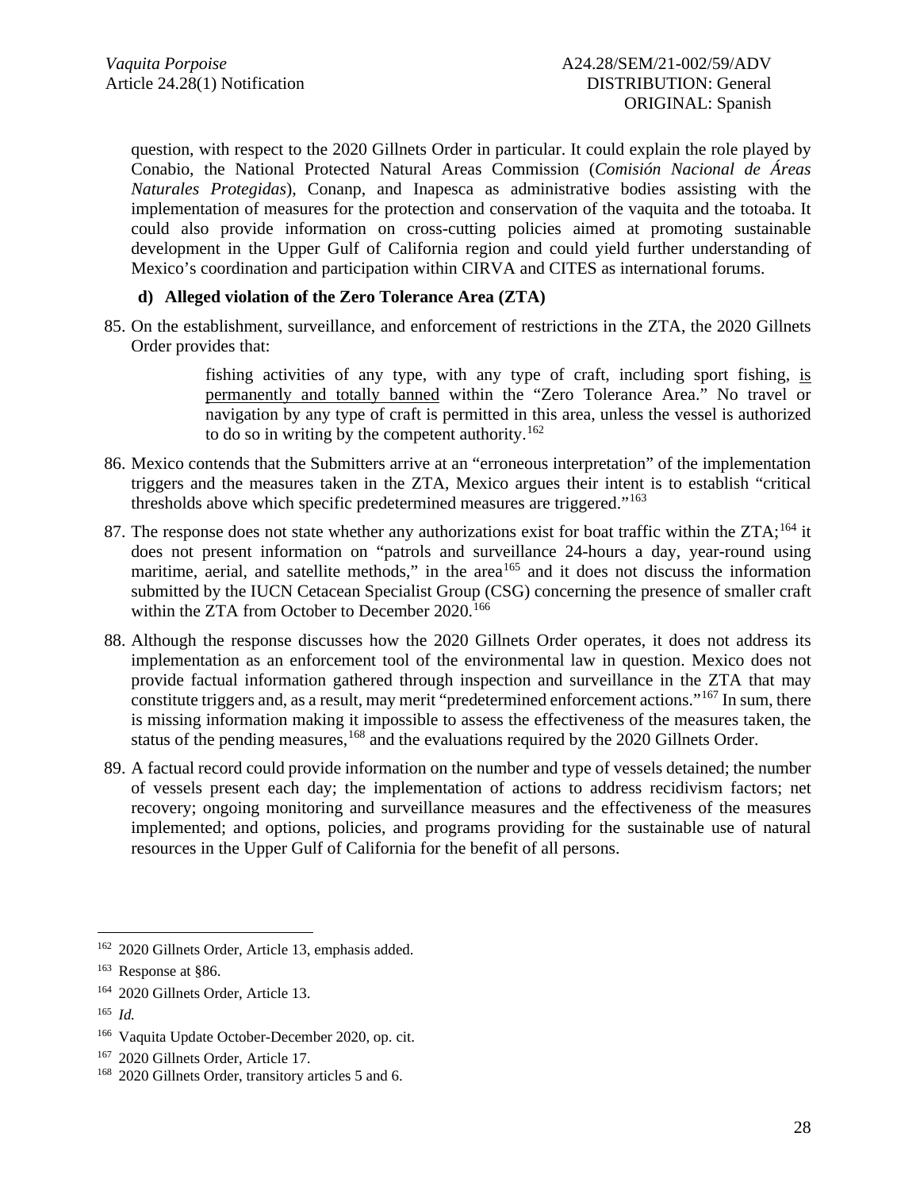question, with respect to the 2020 Gillnets Order in particular. It could explain the role played by Conabio, the National Protected Natural Areas Commission (*Comisión Nacional de Áreas Naturales Protegidas*), Conanp, and Inapesca as administrative bodies assisting with the implementation of measures for the protection and conservation of the vaquita and the totoaba. It could also provide information on cross-cutting policies aimed at promoting sustainable development in the Upper Gulf of California region and could yield further understanding of Mexico's coordination and participation within CIRVA and CITES as international forums.

**d) Alleged violation of the Zero Tolerance Area (ZTA)**

85. On the establishment, surveillance, and enforcement of restrictions in the ZTA, the 2020 Gillnets Order provides that:

> fishing activities of any type, with any type of craft, including sport fishing, <u>is permanently and totally banned</u> within the "Zero Tolerance Area." No travel or navigation by any type of craft is permitted in this area, unless the vessel is authorized to do so in writing by the competent authority.[162]

86. Mexico contends that the Submitters arrive at an "erroneous interpretation" of the implementation triggers and the measures taken in the ZTA, Mexico argues their intent is to establish "critical thresholds above which specific predetermined measures are triggered."[163]

87. The response does not state whether any authorizations exist for boat traffic within the ZTA;[164] it does not present information on "patrols and surveillance 24-hours a day, year-round using maritime, aerial, and satellite methods," in the area[165] and it does not discuss the information submitted by the IUCN Cetacean Specialist Group (CSG) concerning the presence of smaller craft within the ZTA from October to December 2020.[166]

88. Although the response discusses how the 2020 Gillnets Order operates, it does not address its implementation as an enforcement tool of the environmental law in question. Mexico does not provide factual information gathered through inspection and surveillance in the ZTA that may constitute triggers and, as a result, may merit "predetermined enforcement actions."[167] In sum, there is missing information making it impossible to assess the effectiveness of the measures taken, the status of the pending measures,[168] and the evaluations required by the 2020 Gillnets Order.

89. A factual record could provide information on the number and type of vessels detained; the number of vessels present each day; the implementation of actions to address recidivism factors; net recovery; ongoing monitoring and surveillance measures and the effectiveness of the measures implemented; and options, policies, and programs providing for the sustainable use of natural resources in the Upper Gulf of California for the benefit of all persons.

---

[162] 2020 Gillnets Order, Article 13, emphasis added.

[163] Response at §86.

[164] 2020 Gillnets Order, Article 13.

[165] *Id.*

[166] Vaquita Update October-December 2020, op. cit.

[167] 2020 Gillnets Order, Article 17.

[168] 2020 Gillnets Order, transitory articles 5 and 6.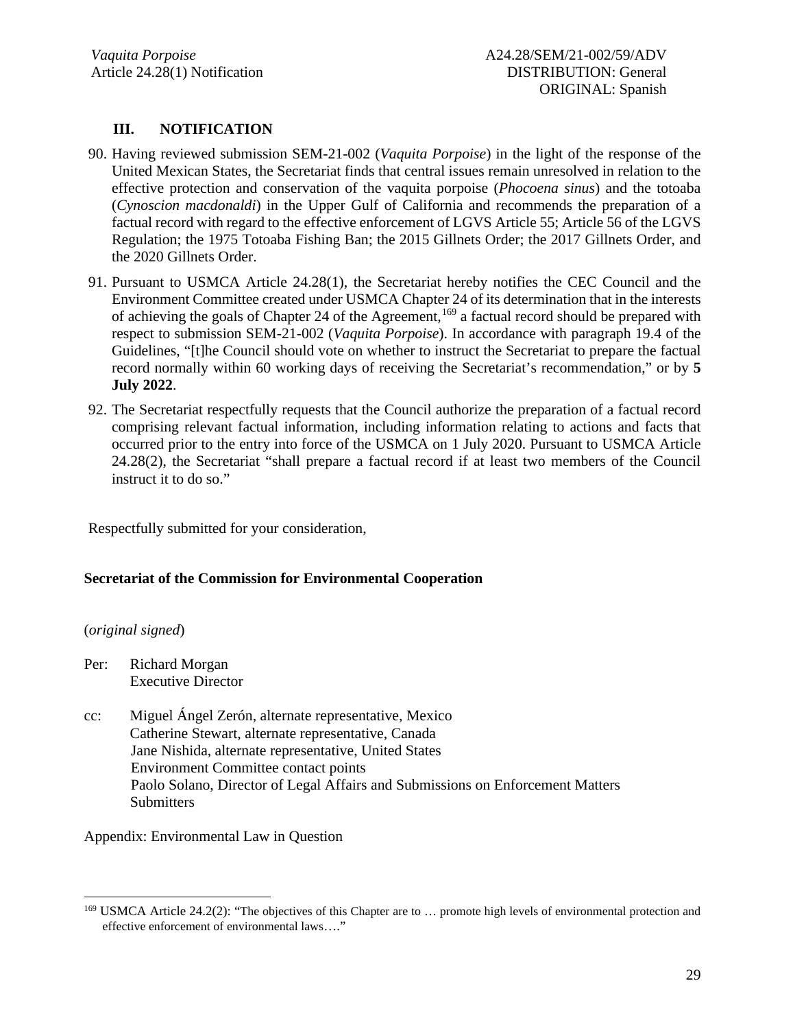## III. NOTIFICATION

90. Having reviewed submission SEM-21-002 (*Vaquita Porpoise*) in the light of the response of the United Mexican States, the Secretariat finds that central issues remain unresolved in relation to the effective protection and conservation of the vaquita porpoise (*Phocoena sinus*) and the totoaba (*Cynoscion macdonaldi*) in the Upper Gulf of California and recommends the preparation of a factual record with regard to the effective enforcement of LGVS Article 55; Article 56 of the LGVS Regulation; the 1975 Totoaba Fishing Ban; the 2015 Gillnets Order; the 2017 Gillnets Order, and the 2020 Gillnets Order.

91. Pursuant to USMCA Article 24.28(1), the Secretariat hereby notifies the CEC Council and the Environment Committee created under USMCA Chapter 24 of its determination that in the interests of achieving the goals of Chapter 24 of the Agreement,[169] a factual record should be prepared with respect to submission SEM-21-002 (*Vaquita Porpoise*). In accordance with paragraph 19.4 of the Guidelines, "[t]he Council should vote on whether to instruct the Secretariat to prepare the factual record normally within 60 working days of receiving the Secretariat's recommendation," or by **5 July 2022**.

92. The Secretariat respectfully requests that the Council authorize the preparation of a factual record comprising relevant factual information, including information relating to actions and facts that occurred prior to the entry into force of the USMCA on 1 July 2020. Pursuant to USMCA Article 24.28(2), the Secretariat "shall prepare a factual record if at least two members of the Council instruct it to do so."

Respectfully submitted for your consideration,

**Secretariat of the Commission for Environmental Cooperation**

(*original signed*)

Per: Richard Morgan
Executive Director

cc: Miguel Ángel Zerón, alternate representative, Mexico
Catherine Stewart, alternate representative, Canada
Jane Nishida, alternate representative, United States
Environment Committee contact points
Paolo Solano, Director of Legal Affairs and Submissions on Enforcement Matters
Submitters

Appendix: Environmental Law in Question

---

[169] USMCA Article 24.2(2): "The objectives of this Chapter are to … promote high levels of environmental protection and effective enforcement of environmental laws…."